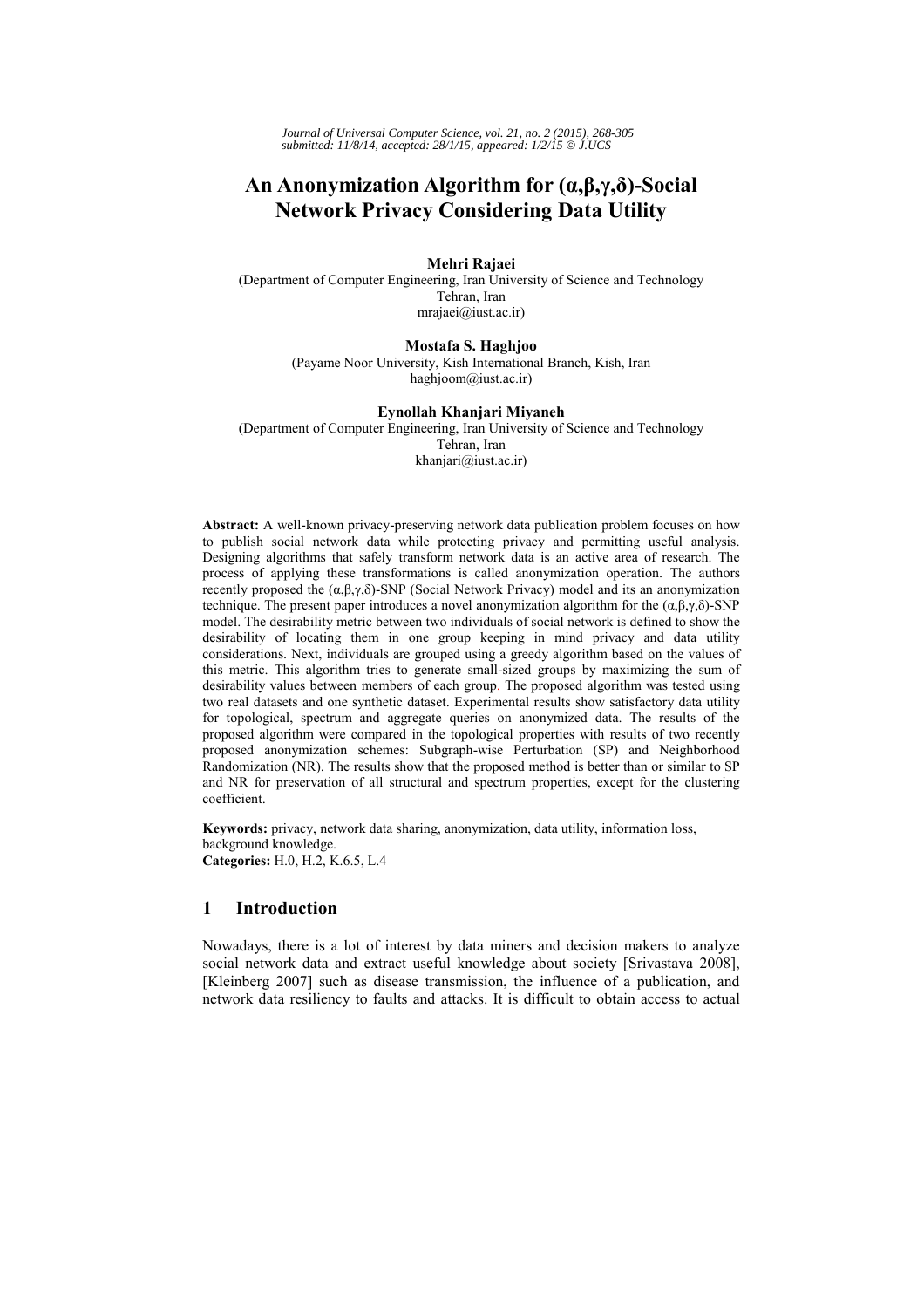# An Anonymization Algorithm for (α,β,γ,δ)-Social Network Privacy Considering Data Utility

**Mehri Rajaei**
(Department of Computer Engineering, Iran University of Science and Technology
Tehran, Iran
mrajaei@iust.ac.ir)

**Mostafa S. Haghjoo**
(Payame Noor University, Kish International Branch, Kish, Iran
haghjoom@iust.ac.ir)

**Eynollah Khanjari Miyaneh**
(Department of Computer Engineering, Iran University of Science and Technology
Tehran, Iran
khanjari@iust.ac.ir)

**Abstract:** A well-known privacy-preserving network data publication problem focuses on how to publish social network data while protecting privacy and permitting useful analysis. Designing algorithms that safely transform network data is an active area of research. The process of applying these transformations is called anonymization operation. The authors recently proposed the (α,β,γ,δ)-SNP (Social Network Privacy) model and its an anonymization technique. The present paper introduces a novel anonymization algorithm for the (α,β,γ,δ)-SNP model. The desirability metric between two individuals of social network is defined to show the desirability of locating them in one group keeping in mind privacy and data utility considerations. Next, individuals are grouped using a greedy algorithm based on the values of this metric. This algorithm tries to generate small-sized groups by maximizing the sum of desirability values between members of each group. The proposed algorithm was tested using two real datasets and one synthetic dataset. Experimental results show satisfactory data utility for topological, spectrum and aggregate queries on anonymized data. The results of the proposed algorithm were compared in the topological properties with results of two recently proposed anonymization schemes: Subgraph-wise Perturbation (SP) and Neighborhood Randomization (NR). The results show that the proposed method is better than or similar to SP and NR for preservation of all structural and spectrum properties, except for the clustering coefficient.

**Keywords:** privacy, network data sharing, anonymization, data utility, information loss, background knowledge.
**Categories:** H.0, H.2, K.6.5, L.4

## 1 Introduction

Nowadays, there is a lot of interest by data miners and decision makers to analyze social network data and extract useful knowledge about society [Srivastava 2008], [Kleinberg 2007] such as disease transmission, the influence of a publication, and network data resiliency to faults and attacks. It is difficult to obtain access to actual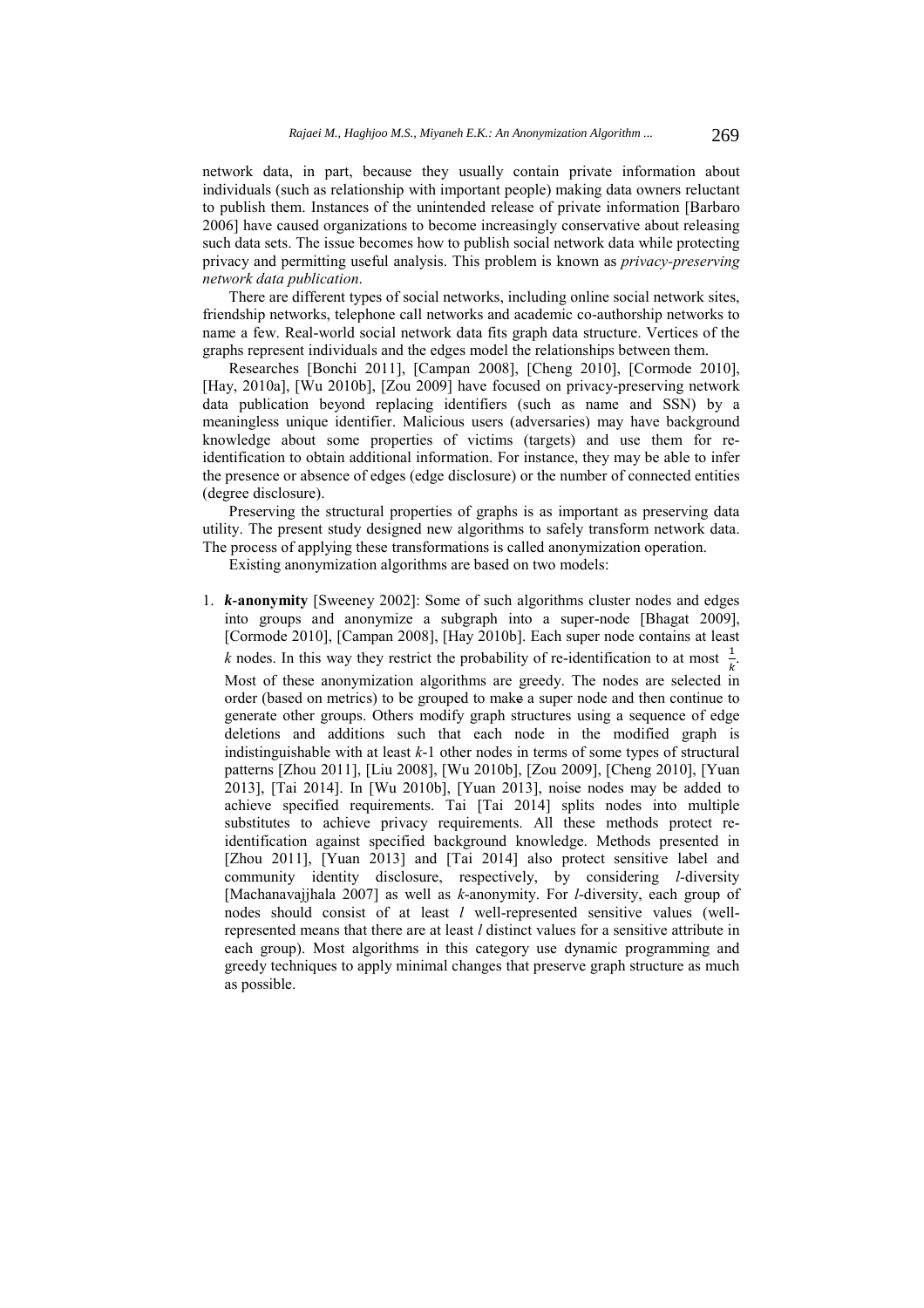network data, in part, because they usually contain private information about individuals (such as relationship with important people) making data owners reluctant to publish them. Instances of the unintended release of private information [Barbaro 2006] have caused organizations to become increasingly conservative about releasing such data sets. The issue becomes how to publish social network data while protecting privacy and permitting useful analysis. This problem is known as *privacy-preserving network data publication*.

There are different types of social networks, including online social network sites, friendship networks, telephone call networks and academic co-authorship networks to name a few. Real-world social network data fits graph data structure. Vertices of the graphs represent individuals and the edges model the relationships between them.

Researches [Bonchi 2011], [Campan 2008], [Cheng 2010], [Cormode 2010], [Hay, 2010a], [Wu 2010b], [Zou 2009] have focused on privacy-preserving network data publication beyond replacing identifiers (such as name and SSN) by a meaningless unique identifier. Malicious users (adversaries) may have background knowledge about some properties of victims (targets) and use them for re-identification to obtain additional information. For instance, they may be able to infer the presence or absence of edges (edge disclosure) or the number of connected entities (degree disclosure).

Preserving the structural properties of graphs is as important as preserving data utility. The present study designed new algorithms to safely transform network data. The process of applying these transformations is called anonymization operation.

Existing anonymization algorithms are based on two models:

1. ***k*-anonymity** [Sweeney 2002]: Some of such algorithms cluster nodes and edges into groups and anonymize a subgraph into a super-node [Bhagat 2009], [Cormode 2010], [Campan 2008], [Hay 2010b]. Each super node contains at least $k$ nodes. In this way they restrict the probability of re-identification to at most $\frac{1}{k}$. Most of these anonymization algorithms are greedy. The nodes are selected in order (based on metrics) to be grouped to make a super node and then continue to generate other groups. Others modify graph structures using a sequence of edge deletions and additions such that each node in the modified graph is indistinguishable with at least $k$-1 other nodes in terms of some types of structural patterns [Zhou 2011], [Liu 2008], [Wu 2010b], [Zou 2009], [Cheng 2010], [Yuan 2013], [Tai 2014]. In [Wu 2010b], [Yuan 2013], noise nodes may be added to achieve specified requirements. Tai [Tai 2014] splits nodes into multiple substitutes to achieve privacy requirements. All these methods protect re-identification against specified background knowledge. Methods presented in [Zhou 2011], [Yuan 2013] and [Tai 2014] also protect sensitive label and community identity disclosure, respectively, by considering $l$-diversity [Machanavajjhala 2007] as well as $k$-anonymity. For $l$-diversity, each group of nodes should consist of at least $l$ well-represented sensitive values (well-represented means that there are at least $l$ distinct values for a sensitive attribute in each group). Most algorithms in this category use dynamic programming and greedy techniques to apply minimal changes that preserve graph structure as much as possible.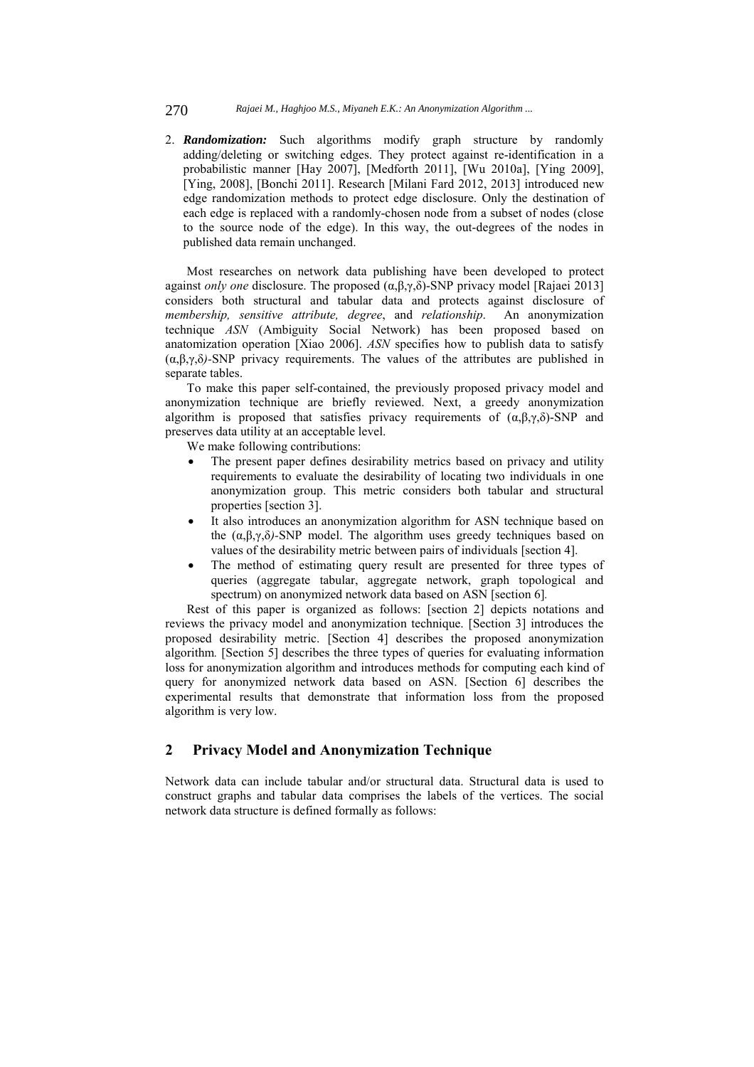2. ***Randomization:*** Such algorithms modify graph structure by randomly adding/deleting or switching edges. They protect against re-identification in a probabilistic manner [Hay 2007], [Medforth 2011], [Wu 2010a], [Ying 2009], [Ying, 2008], [Bonchi 2011]. Research [Milani Fard 2012, 2013] introduced new edge randomization methods to protect edge disclosure. Only the destination of each edge is replaced with a randomly-chosen node from a subset of nodes (close to the source node of the edge). In this way, the out-degrees of the nodes in published data remain unchanged.

Most researches on network data publishing have been developed to protect against *only one* disclosure. The proposed (α,β,γ,δ)-SNP privacy model [Rajaei 2013] considers both structural and tabular data and protects against disclosure of *membership, sensitive attribute, degree*, and *relationship*. An anonymization technique *ASN* (Ambiguity Social Network) has been proposed based on anatomization operation [Xiao 2006]. *ASN* specifies how to publish data to satisfy (α,β,γ,δ)-SNP privacy requirements. The values of the attributes are published in separate tables.

To make this paper self-contained, the previously proposed privacy model and anonymization technique are briefly reviewed. Next, a greedy anonymization algorithm is proposed that satisfies privacy requirements of (α,β,γ,δ)-SNP and preserves data utility at an acceptable level.

We make following contributions:

- The present paper defines desirability metrics based on privacy and utility requirements to evaluate the desirability of locating two individuals in one anonymization group. This metric considers both tabular and structural properties [section 3].
- It also introduces an anonymization algorithm for ASN technique based on the (α,β,γ,δ)-SNP model. The algorithm uses greedy techniques based on values of the desirability metric between pairs of individuals [section 4].
- The method of estimating query result are presented for three types of queries (aggregate tabular, aggregate network, graph topological and spectrum) on anonymized network data based on ASN [section 6].

Rest of this paper is organized as follows: [section 2] depicts notations and reviews the privacy model and anonymization technique. [Section 3] introduces the proposed desirability metric. [Section 4] describes the proposed anonymization algorithm. [Section 5] describes the three types of queries for evaluating information loss for anonymization algorithm and introduces methods for computing each kind of query for anonymized network data based on ASN. [Section 6] describes the experimental results that demonstrate that information loss from the proposed algorithm is very low.

## 2 Privacy Model and Anonymization Technique

Network data can include tabular and/or structural data. Structural data is used to construct graphs and tabular data comprises the labels of the vertices. The social network data structure is defined formally as follows: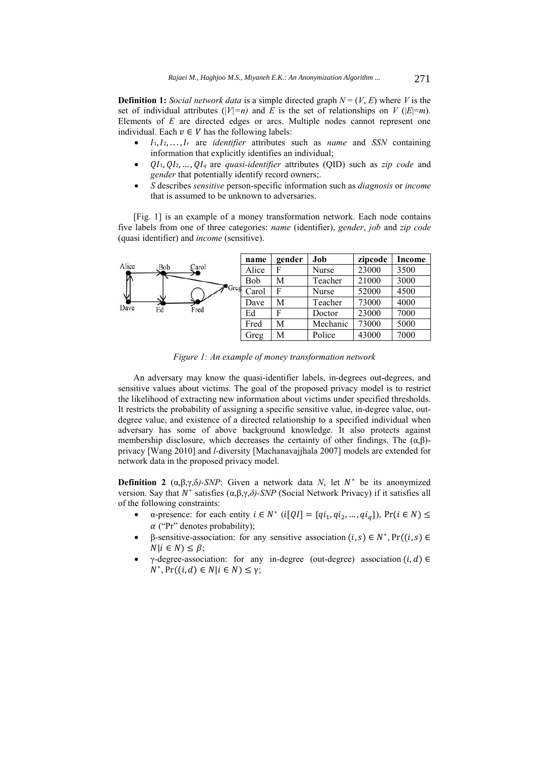**Definition 1:** *Social network data* is a simple directed graph $N = (V, E)$ where $V$ is the set of individual attributes ($|V|=n$) and $E$ is the set of relationships on $V$ ($|E|=m$). Elements of $E$ are directed edges or arcs. Multiple nodes cannot represent one individual. Each $v \in V$ has the following labels:

- $I_1, I_2, \ldots, I_r$ are *identifier* attributes such as *name* and *SSN* containing information that explicitly identifies an individual;
- $QI_1, QI_2, \ldots, QI_q$ are *quasi-identifier* attributes (QID) such as *zip code* and *gender* that potentially identify record owners;.
- $S$ describes *sensitive* person-specific information such as *diagnosis* or *income* that is assumed to be unknown to adversaries.

[Fig. 1] is an example of a money transformation network. Each node contains five labels from one of three categories: *name* (identifier), *gender*, *job* and *zip code* (quasi identifier) and *income* (sensitive).

| name | gender | Job | zipcode | Income |
|---|---|---|---|---|
| Alice | F | Nurse | 23000 | 3500 |
| Bob | M | Teacher | 21000 | 3000 |
| Carol | F | Nurse | 52000 | 4500 |
| Dave | M | Teacher | 73000 | 4000 |
| Ed | F | Doctor | 23000 | 7000 |
| Fred | M | Mechanic | 73000 | 5000 |
| Greg | M | Police | 43000 | 7000 |

*Figure 1: An example of money transformation network*

An adversary may know the quasi-identifier labels, in-degrees out-degrees, and sensitive values about victims. The goal of the proposed privacy model is to restrict the likelihood of extracting new information about victims under specified thresholds. It restricts the probability of assigning a specific sensitive value, in-degree value, out-degree value, and existence of a directed relationship to a specified individual when adversary has some of above background knowledge. It also protects against membership disclosure, which decreases the certainty of other findings. The (α,β)-privacy [Wang 2010] and *l*-diversity [Machanavajjhala 2007] models are extended for network data in the proposed privacy model.

**Definition 2** (α,β,γ,δ)*-SNP*: Given a network data $N$, let $N^*$ be its anonymized version. Say that $N^*$ satisfies (α,β,γ,*δ)-SNP* (Social Network Privacy) if it satisfies all of the following constraints:

- α-presence: for each entity $i \in N^*$ ($i[QI] = \{qi_1, qi_2, \ldots, qi_q\}$), $\Pr(i \in N) \leq \alpha$ ("Pr" denotes probability);
- β-sensitive-association: for any sensitive association $(i, s) \in N^*$, $\Pr((i, s) \in N | i \in N) \leq \beta$;
- γ-degree-association: for any in-degree (out-degree) association $(i, d) \in N^*$, $\Pr((i, d) \in N | i \in N) \leq \gamma$;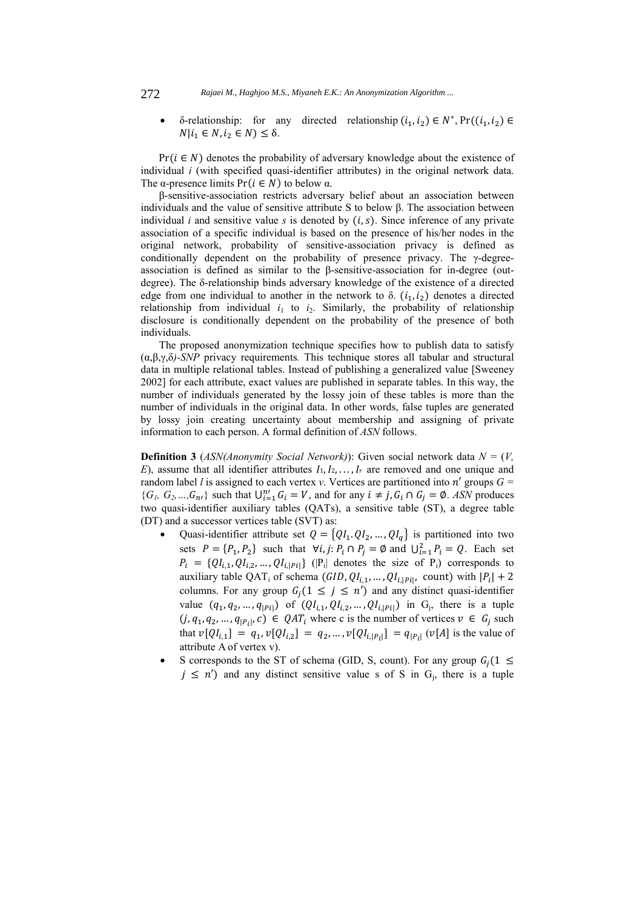- δ-relationship: for any directed relationship $(i_1, i_2) \in N^*$, $\Pr((i_1, i_2) \in N | i_1 \in N, i_2 \in N) \leq \delta$.

$\Pr(i \in N)$ denotes the probability of adversary knowledge about the existence of individual *i* (with specified quasi-identifier attributes) in the original network data. The α-presence limits $\Pr(i \in N)$ to below α.

β-sensitive-association restricts adversary belief about an association between individuals and the value of sensitive attribute S to below β. The association between individual *i* and sensitive value *s* is denoted by $(i, s)$. Since inference of any private association of a specific individual is based on the presence of his/her nodes in the original network, probability of sensitive-association privacy is defined as conditionally dependent on the probability of presence privacy. The γ-degree-association is defined as similar to the β-sensitive-association for in-degree (out-degree). The δ-relationship binds adversary knowledge of the existence of a directed edge from one individual to another in the network to δ. $(i_1, i_2)$ denotes a directed relationship from individual $i_1$ to $i_2$. Similarly, the probability of relationship disclosure is conditionally dependent on the probability of the presence of both individuals.

The proposed anonymization technique specifies how to publish data to satisfy (α,β,γ,δ*)-SNP* privacy requirements*.* This technique stores all tabular and structural data in multiple relational tables. Instead of publishing a generalized value [Sweeney 2002] for each attribute, exact values are published in separate tables. In this way, the number of individuals generated by the lossy join of these tables is more than the number of individuals in the original data. In other words, false tuples are generated by lossy join creating uncertainty about membership and assigning of private information to each person. A formal definition of *ASN* follows.

**Definition 3** (*ASN(Anonymity Social Network)*): Given social network data *N* = (*V*, *E*), assume that all identifier attributes $I_1, I_2, \ldots, I_r$ are removed and one unique and random label *l* is assigned to each vertex *v*. Vertices are partitioned into $n'$ groups $G = \{G_1, G_2, \ldots, G_{n'}\}$ such that $\bigcup_{i=1}^{n'} G_i = V$, and for any $i \neq j, G_i \cap G_j = \emptyset$. *ASN* produces two quasi-identifier auxiliary tables (QATs), a sensitive table (ST), a degree table (DT) and a successor vertices table (SVT) as:

- Quasi-identifier attribute set $Q = \{QI_1. QI_2, \ldots, QI_q\}$ is partitioned into two sets $P = \{P_1, P_2\}$ such that $\forall i, j$: $P_i \cap P_j = \emptyset$ and $\bigcup_{i=1}^{2} P_i = Q$. Each set $P_i = \{QI_{i,1}, QI_{i,2}, \ldots, QI_{i,|Pi|}\}$ ($|P_i|$ denotes the size of $P_i$) corresponds to auxiliary table $QAT_i$ of schema $(GID, QI_{i,1}, \ldots, QI_{i,|Pi|}, \text{ count})$ with $|P_i| + 2$ columns. For any group $G_j (1 \leq j \leq n')$ and any distinct quasi-identifier value $(q_1, q_2, \ldots, q_{|Pi|})$ of $(QI_{i,1}, QI_{i,2}, \ldots, QI_{i,|Pi|})$ in $G_j$, there is a tuple $(j, q_1, q_2, \ldots, q_{|P_i|}, c) \in QAT_i$ where c is the number of vertices $v \in G_j$ such that $v[QI_{i,1}] = q_1, v[QI_{i,2}] = q_2, \ldots, v[QI_{i,|P_i|}] = q_{|P_i|}$ ($v[A]$ is the value of attribute A of vertex v).
- S corresponds to the ST of schema (GID, S, count). For any group $G_j (1 \leq j \leq n')$ and any distinct sensitive value s of S in $G_j$, there is a tuple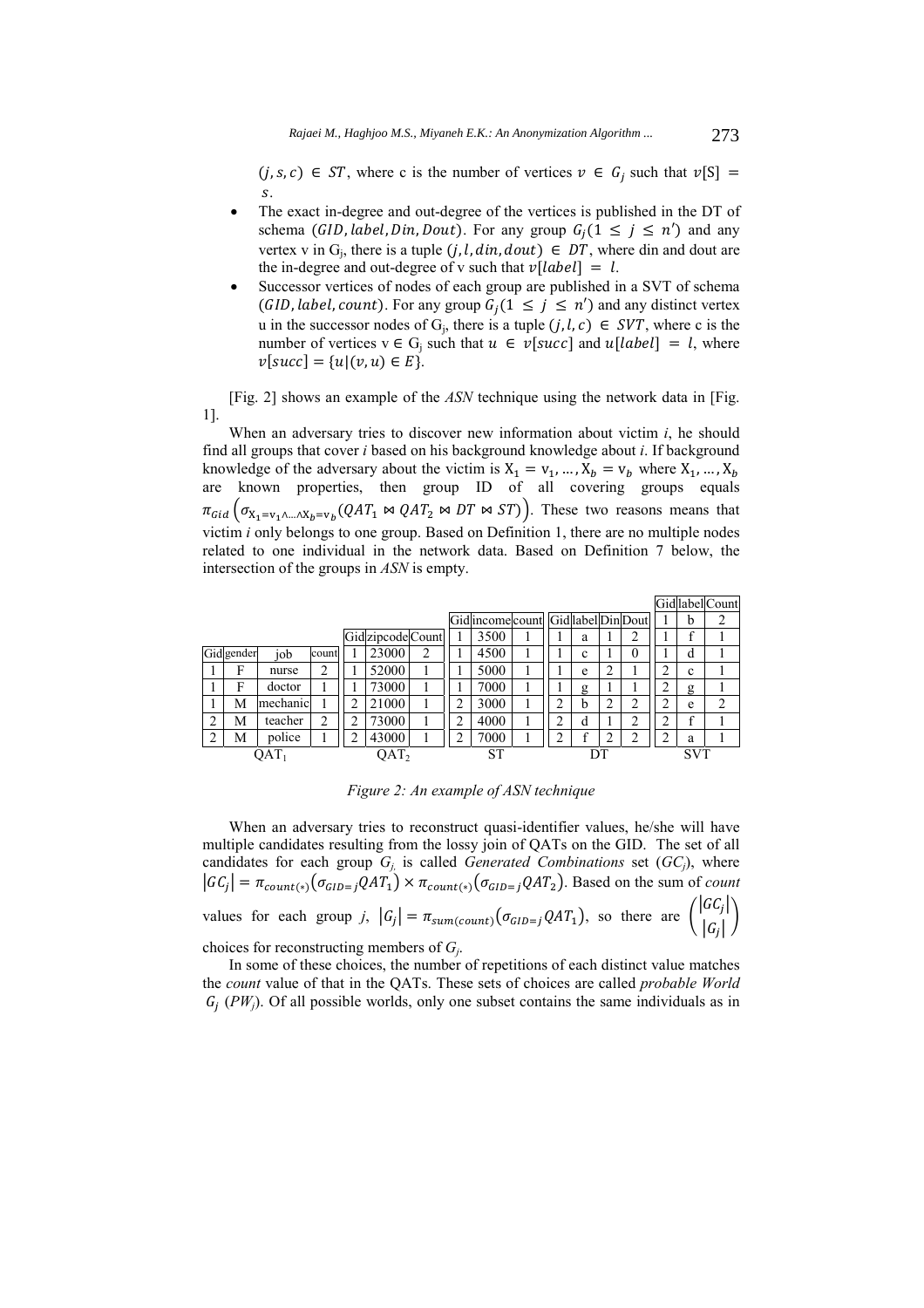$(j, s, c) \in ST$, where c is the number of vertices $v \in G_j$ such that $v[S] = s$.

- The exact in-degree and out-degree of the vertices is published in the DT of schema $(GID, label, Din, Dout)$. For any group $G_j (1 \leq j \leq n')$ and any vertex v in $G_j$, there is a tuple $(j, l, din, dout) \in DT$, where din and dout are the in-degree and out-degree of v such that $v[label] = l$.
- Successor vertices of nodes of each group are published in a SVT of schema $(GID, label, count)$. For any group $G_j (1 \leq j \leq n')$ and any distinct vertex u in the successor nodes of $G_j$, there is a tuple $(j, l, c) \in SVT$, where c is the number of vertices $v \in G_j$ such that $u \in v[succ]$ and $u[label] = l$, where $v[succ] = \{u | (v, u) \in E\}$.

[Fig. 2] shows an example of the *ASN* technique using the network data in [Fig. 1].

When an adversary tries to discover new information about victim *i*, he should find all groups that cover *i* based on his background knowledge about *i*. If background knowledge of the adversary about the victim is $X_1 = v_1, \ldots, X_b = v_b$ where $X_1, \ldots, X_b$ are known properties, then group ID of all covering groups equals $\pi_{Gid}\left(\sigma_{X_1=v_1 \wedge \ldots \wedge X_b=v_b}(QAT_1 \bowtie QAT_2 \bowtie DT \bowtie ST)\right)$. These two reasons means that victim *i* only belongs to one group. Based on Definition 1, there are no multiple nodes related to one individual in the network data. Based on Definition 7 below, the intersection of the groups in *ASN* is empty.

**QAT$_1$**

| Gid | gender | job | count |
|---|---|---|---|
| 1 | F | nurse | 2 |
| 1 | F | doctor | 1 |
| 1 | M | mechanic | 1 |
| 2 | M | teacher | 2 |
| 2 | M | police | 1 |

**QAT$_2$**

| Gid | zipcode | Count |
|---|---|---|
| 1 | 23000 | 2 |
| 1 | 52000 | 1 |
| 1 | 73000 | 1 |
| 2 | 21000 | 1 |
| 2 | 73000 | 1 |
| 2 | 43000 | 1 |

**ST**

| Gid | income | count |
|---|---|---|
| 1 | 3500 | 1 |
| 1 | 4500 | 1 |
| 1 | 5000 | 1 |
| 1 | 7000 | 1 |
| 2 | 3000 | 1 |
| 2 | 4000 | 1 |
| 2 | 7000 | 1 |

**DT**

| Gid | label | Din | Dout |
|---|---|---|---|
| 1 | a | 1 | 2 |
| 1 | c | 1 | 0 |
| 1 | e | 2 | 1 |
| 1 | g | 1 | 1 |
| 2 | b | 2 | 2 |
| 2 | d | 1 | 2 |
| 2 | f | 2 | 2 |

**SVT**

| Gid | label | Count |
|---|---|---|
| 1 | b | 2 |
| 1 | f | 1 |
| 1 | d | 1 |
| 2 | c | 1 |
| 2 | g | 1 |
| 2 | e | 2 |
| 2 | f | 1 |
| 2 | a | 1 |

*Figure 2: An example of ASN technique*

When an adversary tries to reconstruct quasi-identifier values, he/she will have multiple candidates resulting from the lossy join of QATs on the GID. The set of all candidates for each group $G_j$ is called *Generated Combinations* set ($GC_j$), where $|GC_j| = \pi_{count(*)}(\sigma_{GID=j}QAT_1) \times \pi_{count(*)}(\sigma_{GID=j}QAT_2)$. Based on the sum of *count* values for each group *j*, $|G_j| = \pi_{sum(count)}(\sigma_{GID=j}QAT_1)$, so there are $\binom{|GC_j|}{|G_j|}$ choices for reconstructing members of $G_j$.

In some of these choices, the number of repetitions of each distinct value matches the *count* value of that in the QATs. These sets of choices are called *probable World* $G_j$ ($PW_j$). Of all possible worlds, only one subset contains the same individuals as in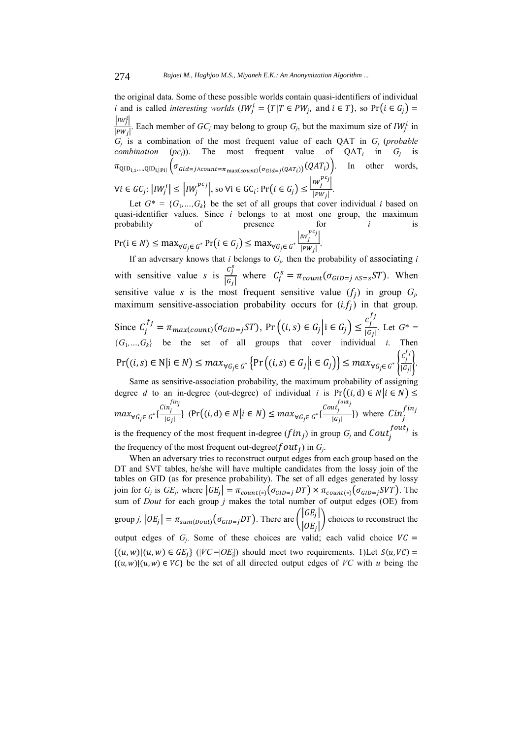the original data. Some of these possible worlds contain quasi-identifiers of individual $i$ and is called *interesting worlds* ($IW_j^i = \{T | T \in PW_j, \text{ and } i \in T\}$, so $\Pr(i \in G_j) = \frac{|IW_j^i|}{|PW_j|}$. Each member of $GC_j$ may belong to group $G_j$, but the maximum size of $IW_j^i$ in $G_j$ is a combination of the most frequent value of each QAT in $G_j$ (*probable combination* ($pc_j$)). The most frequent value of $\text{QAT}_i$ in $G_j$ is $\pi_{\text{QID}_{i,1},\ldots,\text{QID}_{i,|\text{Pi}|}}\left(\sigma_{Gid=j \wedge count=\pi_{\max(count)}(\sigma_{Gid=j}(QAT_i))}(QAT_i)\right)$. In other words, $\forall i \in GC_j: |IW_j^i| \le |IW_j^{pc_j}|$, so $\forall \text{i} \in \text{GC}_i: \Pr(i \in G_j) \le \frac{|IW_j^{pc_j}|}{|PW_j|}$.

Let $G^* = \{G_1, \ldots, G_k\}$ be the set of all groups that cover individual $i$ based on quasi-identifier values. Since $i$ belongs to at most one group, the maximum probability of presence for $i$ is $\Pr(\text{i} \in N) \le \max_{\forall G_j \in G^*} \Pr(i \in G_j) \le \max_{\forall G_j \in G^*} \frac{|IW_j^{pc_j}|}{|PW_j|}$.

If an adversary knows that $i$ belongs to $G_j$, then the probability of associating $i$ with sensitive value $s$ is $\frac{C_j^s}{|G_j|}$ where $C_j^s = \pi_{count}(\sigma_{GID=j \wedge S=s} ST)$. When sensitive value $s$ is the most frequent sensitive value ($f_j$) in group $G_j$, maximum sensitive-association probability occurs for $(i, f_j)$ in that group. Since $C_j^{f_j} = \pi_{max(count)}(\sigma_{GID=j} ST)$, $\Pr\left((i,s) \in G_j \middle| \text{i} \in G_j\right) \le \frac{C_j^{f_j}}{|G_j|}$. Let $G^* = \{G_1, \ldots, G_k\}$ be the set of all groups that cover individual $i$. Then $\Pr\left((i,s) \in \text{N} \middle| \text{i} \in N\right) \le max_{\forall G_j \in G^*}\left\{\Pr\left((i,s) \in G_j \middle| \text{i} \in G_j\right)\right\} \le max_{\forall G_j \in G^*}\left\{\frac{C_j^{f_j}}{|G_j|}\right\}$.

Same as sensitive-association probability, the maximum probability of assigning degree $d$ to an in-degree (out-degree) of individual $i$ is $\Pr\left((i, \text{d}) \in N \middle| i \in N\right) \le max_{\forall G_j \in G^*}\{\frac{Cin_j^{fin_j}}{|G_j|}\}$ ($\Pr\left((i, \text{d}) \in N \middle| i \in N\right) \le max_{\forall G_j \in G^*}\{\frac{Cout_j^{fout_j}}{|G_j|}\}$) where $Cin_j^{fin_j}$ is the frequency of the most frequent in-degree ($fin_j$) in group $G_j$ and $Cout_j^{fout_j}$ is the frequency of the most frequent out-degree($fout_j$) in $G_j$.

When an adversary tries to reconstruct output edges from each group based on the DT and SVT tables, he/she will have multiple candidates from the lossy join of the tables on GID (as for presence probability). The set of all edges generated by lossy join for $G_j$ is $GE_j$, where $|GE_j| = \pi_{count(*)}(\sigma_{GID=j} DT) \times \pi_{count(*)}(\sigma_{GID=j} SVT)$. The sum of *Dout* for each group $j$ makes the total number of output edges (OE) from group $j$, $|OE_j| = \pi_{sum(Dout)}(\sigma_{GID=j} DT)$. There are $\binom{|GE_j|}{|OE_j|}$ choices to reconstruct the output edges of $G_j$. Some of these choices are valid; each valid choice $VC = \{(u,w) | (u,w) \in GE_j\}$ ($|VC|=|OE_j|$) should meet two requirements. 1)Let $S(u, VC) = \{(u,w) | (u,w) \in VC\}$ be the set of all directed output edges of $VC$ with $u$ being the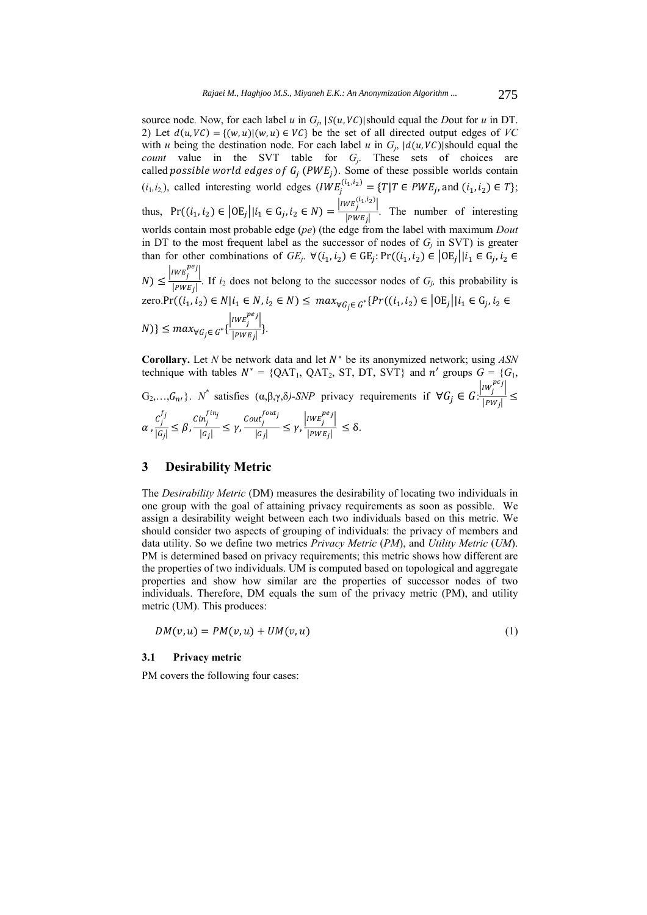source node. Now, for each label $u$ in $G_j$, $|S(u, VC)|$ should equal the *D*out for $u$ in DT. 2) Let $d(u, VC) = \{(w, u) | (w, u) \in VC\}$ be the set of all directed output edges of *VC* with $u$ being the destination node. For each label $u$ in $G_j$, $|d(u, VC)|$should equal the *count* value in the SVT table for $G_j$. These sets of choices are called $possible\ world\ edges\ of\ G_j\ (PWE_j)$. Some of these possible worlds contain $(i_1, i_2)$, called interesting world edges $(IWE_j^{(i_1,i_2)} = \{T | T \in PWE_j, \text{and } (i_1, i_2) \in T\}$; thus, $\Pr((i_1, i_2) \in |\mathrm{OE}_j|| i_1 \in \mathrm{G}_j, i_2 \in N) = \frac{|IWE_j^{(i_1,i_2)}|}{|PWE_j|}$. The number of interesting worlds contain most probable edge (*pe*) (the edge from the label with maximum *Dout* in DT to the most frequent label as the successor of nodes of $G_j$ in SVT) is greater than for other combinations of $GE_j$. $\forall (i_1, i_2) \in \mathrm{GE}_j$: $\Pr((i_1, i_2) \in |\mathrm{OE}_j|| i_1 \in \mathrm{G}_j, i_2 \in N) \leq \frac{|IWE_j^{pe_j}|}{|PWE_j|}$. If $i_2$ does not belong to the successor nodes of $G_j$, this probability is zero. $\Pr((i_1, i_2) \in N | i_1 \in N, i_2 \in N) \leq max_{\forall G_j \in G^*}\{Pr((i_1, i_2) \in |\mathrm{OE}_j|| i_1 \in \mathrm{G}_j, i_2 \in N)\} \leq max_{\forall G_j \in G^*}\{\frac{|IWE_j^{pe_j}|}{|PWE_j|}\}$.

**Corollary.** Let $N$ be network data and let $N^*$ be its anonymized network; using *ASN* technique with tables $N^*$ = {QAT₁, QAT₂, ST, DT, SVT} and $n'$ groups $G = \{G_1, G_2, \ldots, G_{n'}\}$. $N^*$ satisfies $(\alpha,\beta,\gamma,\delta)$*-SNP* privacy requirements if $\forall G_j \in G$: $\frac{|IW_j^{pc_j}|}{|PW_j|} \leq \alpha$, $\frac{C_j^{f_j}}{|G_j|} \leq \beta$, $\frac{Cin_j^{fin_j}}{|G_j|} \leq \gamma$, $\frac{Cout_j^{fout_j}}{|G_j|} \leq \gamma$, $\frac{|IWE_j^{pe_j}|}{|PWE_j|} \leq \delta$.

## 3 Desirability Metric

The *Desirability Metric* (DM) measures the desirability of locating two individuals in one group with the goal of attaining privacy requirements as soon as possible. We assign a desirability weight between each two individuals based on this metric. We should consider two aspects of grouping of individuals: the privacy of members and data utility. So we define two metrics *Privacy Metric* (*PM*), and *Utility Metric* (*UM*). PM is determined based on privacy requirements; this metric shows how different are the properties of two individuals. UM is computed based on topological and aggregate properties and show how similar are the properties of successor nodes of two individuals. Therefore, DM equals the sum of the privacy metric (PM), and utility metric (UM). This produces:

$$DM(v, u) = PM(v, u) + UM(v, u) \tag{1}$$

### 3.1 Privacy metric

PM covers the following four cases: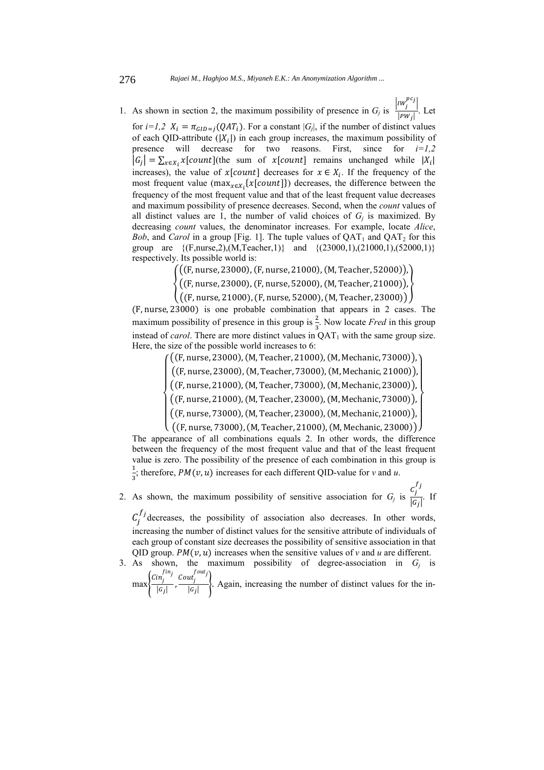1. As shown in section 2, the maximum possibility of presence in $G_j$ is $\frac{\left|IW_j^{pc_j}\right|}{|PW_j|}$. Let for $i=1,2$ $X_i = \pi_{GID=j}(QAT_i)$. For a constant $|G_j|$, if the number of distinct values of each QID-attribute ($|X_i|$) in each group increases, the maximum possibility of presence will decrease for two reasons. First, since for $i=1,2$ $\left|G_j\right| = \sum_{x \in X_i} x[count]$(the sum of $x[count]$ remains unchanged while $|X_i|$ increases), the value of $x[count]$ decreases for $x \in X_i$. If the frequency of the most frequent value ($\max_{x \in X_i}\{x[count]\}$) decreases, the difference between the frequency of the most frequent value and that of the least frequent value decreases and maximum possibility of presence decreases. Second, when the *count* values of all distinct values are 1, the number of valid choices of $G_j$ is maximized. By decreasing *count* values, the denominator increases. For example, locate *Alice*, *Bob*, and *Carol* in a group [Fig. 1]. The tuple values of $\text{QAT}_1$ and $\text{QAT}_2$ for this group are {(F,nurse,2),(M,Teacher,1)} and {(23000,1),(21000,1),(52000,1)} respectively. Its possible world is:

$$\left\{\begin{matrix} \left((\text{F, nurse}, 23000), (\text{F, nurse}, 21000), (\text{M, Teacher}, 52000)\right), \\ \left((\text{F, nurse}, 23000), (\text{F, nurse}, 52000), (\text{M, Teacher}, 21000)\right), \\ \left((\text{F, nurse}, 21000), (\text{F, nurse}, 52000), (\text{M, Teacher}, 23000)\right) \end{matrix}\right\}$$

$(\text{F, nurse}, 23000)$ is one probable combination that appears in 2 cases. The maximum possibility of presence in this group is $\frac{2}{3}$. Now locate *Fred* in this group instead of *carol*. There are more distinct values in $\text{QAT}_1$ with the same group size. Here, the size of the possible world increases to 6:

$$\left\{\begin{matrix} \left((\text{F, nurse}, 23000), (\text{M, Teacher}, 21000), (\text{M, Mechanic}, 73000)\right), \\ \left((\text{F, nurse}, 23000), (\text{M, Teacher}, 73000), (\text{M, Mechanic}, 21000)\right), \\ \left((\text{F, nurse}, 21000), (\text{M, Teacher}, 73000), (\text{M, Mechanic}, 23000)\right), \\ \left((\text{F, nurse}, 21000), (\text{M, Teacher}, 23000), (\text{M, Mechanic}, 73000)\right), \\ \left((\text{F, nurse}, 73000), (\text{M, Teacher}, 23000), (\text{M, Mechanic}, 21000)\right), \\ \left((\text{F, nurse}, 73000), (\text{M, Teacher}, 21000), (\text{M, Mechanic}, 23000)\right) \end{matrix}\right\}$$

The appearance of all combinations equals 2. In other words, the difference between the frequency of the most frequent value and that of the least frequent value is zero. The possibility of the presence of each combination in this group is $\frac{1}{3}$; therefore, $PM(v,u)$ increases for each different QID-value for *v* and *u*.

2. As shown, the maximum possibility of sensitive association for $G_j$ is $\frac{C_j^{f_j}}{|G_j|}$. If $C_j^{f_j}$ decreases, the possibility of association also decreases. In other words, increasing the number of distinct values for the sensitive attribute of individuals of each group of constant size decreases the possibility of sensitive association in that QID group. $PM(v,u)$ increases when the sensitive values of *v* and *u* are different.

3. As shown, the maximum possibility of degree-association in $G_j$ is $\max\left\{\frac{Cin_j^{fin_j}}{|G_j|}, \frac{Cout_j^{fout_j}}{|G_j|}\right\}$. Again, increasing the number of distinct values for the in-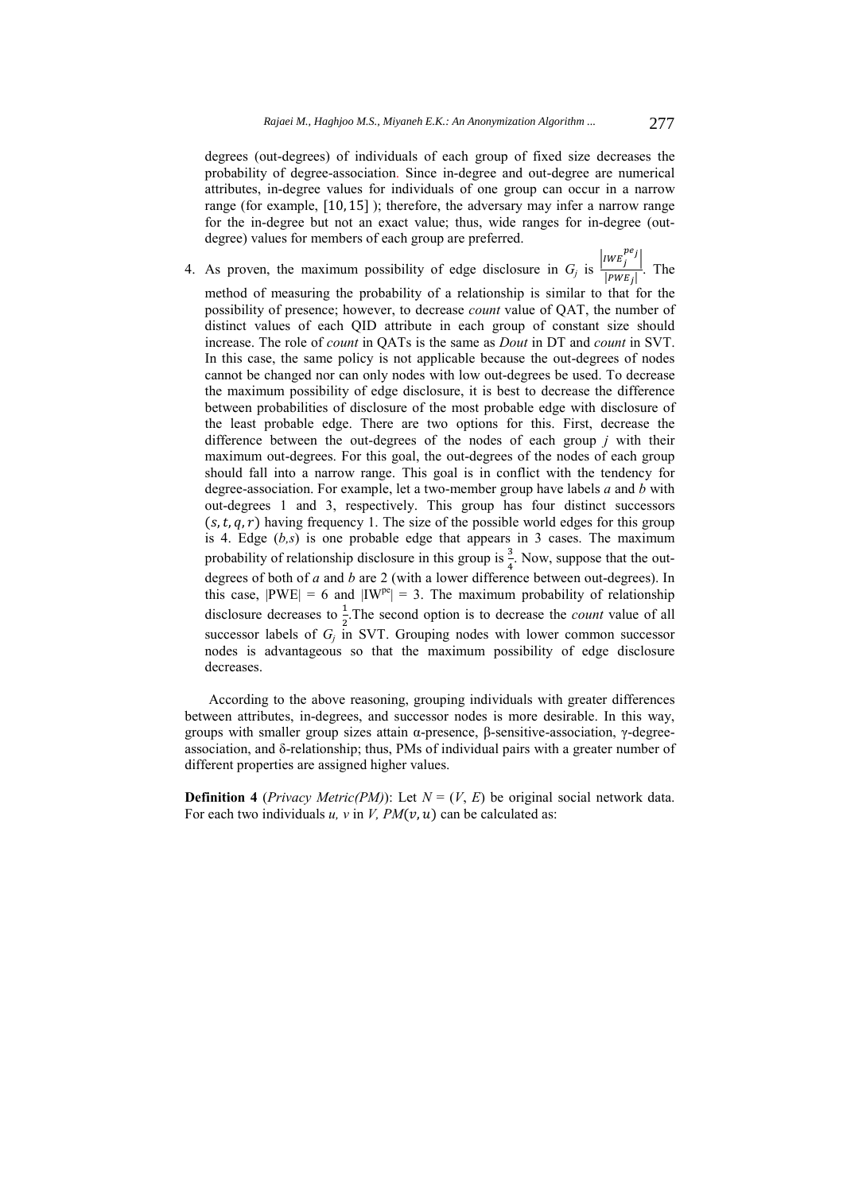degrees (out-degrees) of individuals of each group of fixed size decreases the probability of degree-association. Since in-degree and out-degree are numerical attributes, in-degree values for individuals of one group can occur in a narrow range (for example, $[10, 15]$ ); therefore, the adversary may infer a narrow range for the in-degree but not an exact value; thus, wide ranges for in-degree (out-degree) values for members of each group are preferred.

4. As proven, the maximum possibility of edge disclosure in $G_j$ is $\frac{\left|IWE_j^{pe_j}\right|}{|PWE_j|}$. The method of measuring the probability of a relationship is similar to that for the possibility of presence; however, to decrease *count* value of QAT, the number of distinct values of each QID attribute in each group of constant size should increase. The role of *count* in QATs is the same as *Dout* in DT and *count* in SVT. In this case, the same policy is not applicable because the out-degrees of nodes cannot be changed nor can only nodes with low out-degrees be used. To decrease the maximum possibility of edge disclosure, it is best to decrease the difference between probabilities of disclosure of the most probable edge with disclosure of the least probable edge. There are two options for this. First, decrease the difference between the out-degrees of the nodes of each group *j* with their maximum out-degrees. For this goal, the out-degrees of the nodes of each group should fall into a narrow range. This goal is in conflict with the tendency for degree-association. For example, let a two-member group have labels *a* and *b* with out-degrees 1 and 3, respectively. This group has four distinct successors $(s, t, q, r)$ having frequency 1. The size of the possible world edges for this group is 4. Edge $(b,s)$ is one probable edge that appears in 3 cases. The maximum probability of relationship disclosure in this group is $\frac{3}{4}$. Now, suppose that the out-degrees of both of *a* and *b* are 2 (with a lower difference between out-degrees). In this case, $|PWE| = 6$ and $|IW^{pe}| = 3$. The maximum probability of relationship disclosure decreases to $\frac{1}{2}$.The second option is to decrease the *count* value of all successor labels of $G_j$ in SVT. Grouping nodes with lower common successor nodes is advantageous so that the maximum possibility of edge disclosure decreases.

According to the above reasoning, grouping individuals with greater differences between attributes, in-degrees, and successor nodes is more desirable. In this way, groups with smaller group sizes attain α-presence, β-sensitive-association, γ-degree-association, and δ-relationship; thus, PMs of individual pairs with a greater number of different properties are assigned higher values.

**Definition 4** (*Privacy Metric(PM)*): Let $N = (V, E)$ be original social network data. For each two individuals *u, v* in *V*, $PM(v, u)$ can be calculated as: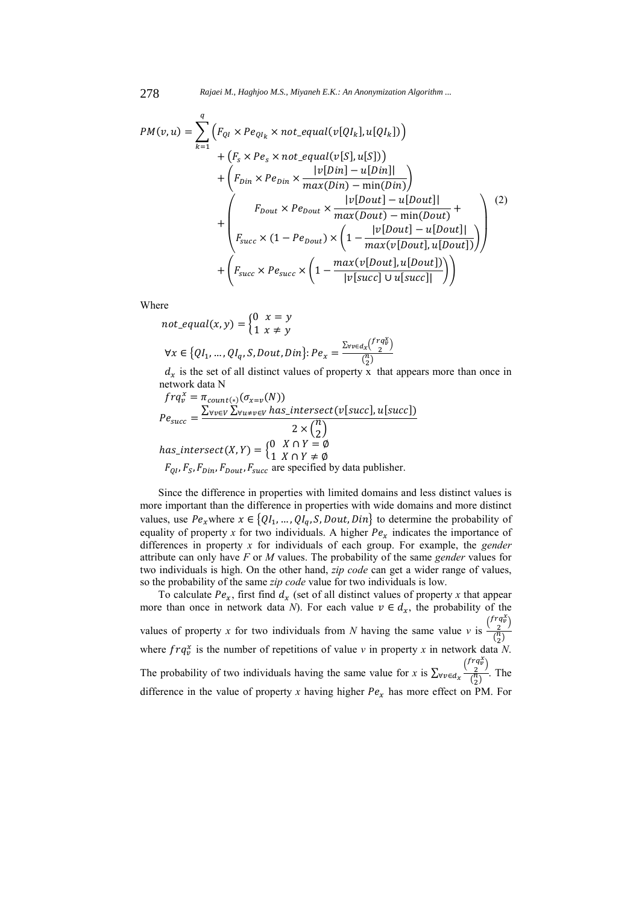$$
\begin{aligned}
PM(v,u) = \sum_{k=1}^{q} & \left( F_{QI} \times Pe_{QI_k} \times not\_equal(v[QI_k], u[QI_k]) \right) \\
& + \left( F_s \times Pe_s \times not\_equal(v[S], u[S]) \right) \\
& + \left( F_{Din} \times Pe_{Din} \times \frac{|v[Din] - u[Din]|}{max(Din) - \min(Din)} \right) \\
& + \left( \begin{array}{c} F_{Dout} \times Pe_{Dout} \times \dfrac{|v[Dout] - u[Dout]|}{max(Dout) - \min(Dout)} + \\ F_{succ} \times (1 - Pe_{Dout}) \times \left( 1 - \dfrac{|v[Dout] - u[Dout]|}{max(v[Dout], u[Dout])} \right) \end{array} \right) \\
& + \left( F_{succ} \times Pe_{succ} \times \left( 1 - \frac{max(v[Dout], u[Dout])}{|v[succ] \cup u[succ]|} \right) \right)
\end{aligned} \tag{2}
$$

Where

$$not\_equal(x,y) = \begin{cases} 0 & x = y \\ 1 & x \neq y \end{cases}$$

$\forall x \in \{QI_1, \dots, QI_q, S, Dout, Din\}$: $Pe_x = \frac{\sum_{\forall v \in d_x} \binom{frq_v^x}{2}}{\binom{n}{2}}$

$d_x$ is the set of all distinct values of property x that appears more than once in network data N

$$frq_v^x = \pi_{count(*)}(\sigma_{x=v}(N))$$

$$Pe_{succ} = \frac{\sum_{\forall v \in V} \sum_{\forall u \neq v \in V} has\_intersect(v[succ], u[succ])}{2 \times \binom{n}{2}}$$

$$has\_intersect(X,Y) = \begin{cases} 0 & X \cap Y = \emptyset \\ 1 & X \cap Y \neq \emptyset \end{cases}$$

$F_{QI}, F_S, F_{Din}, F_{Dout}, F_{succ}$ are specified by data publisher.

Since the difference in properties with limited domains and less distinct values is more important than the difference in properties with wide domains and more distinct values, use $Pe_x$ where $x \in \{QI_1, \dots, QI_q, S, Dout, Din\}$ to determine the probability of equality of property *x* for two individuals. A higher $Pe_x$ indicates the importance of differences in property *x* for individuals of each group. For example, the *gender* attribute can only have *F* or *M* values. The probability of the same *gender* values for two individuals is high. On the other hand, *zip code* can get a wider range of values, so the probability of the same *zip code* value for two individuals is low.

To calculate $Pe_x$, first find $d_x$ (set of all distinct values of property *x* that appear more than once in network data *N*). For each value $v \in d_x$, the probability of the values of property *x* for two individuals from *N* having the same value *v* is $\frac{\binom{frq_v^x}{2}}{\binom{n}{2}}$ where $frq_v^x$ is the number of repetitions of value *v* in property *x* in network data *N*. The probability of two individuals having the same value for *x* is $\sum_{\forall v \in d_x} \frac{\binom{frq_v^x}{2}}{\binom{n}{2}}$. The difference in the value of property *x* having higher $Pe_x$ has more effect on PM. For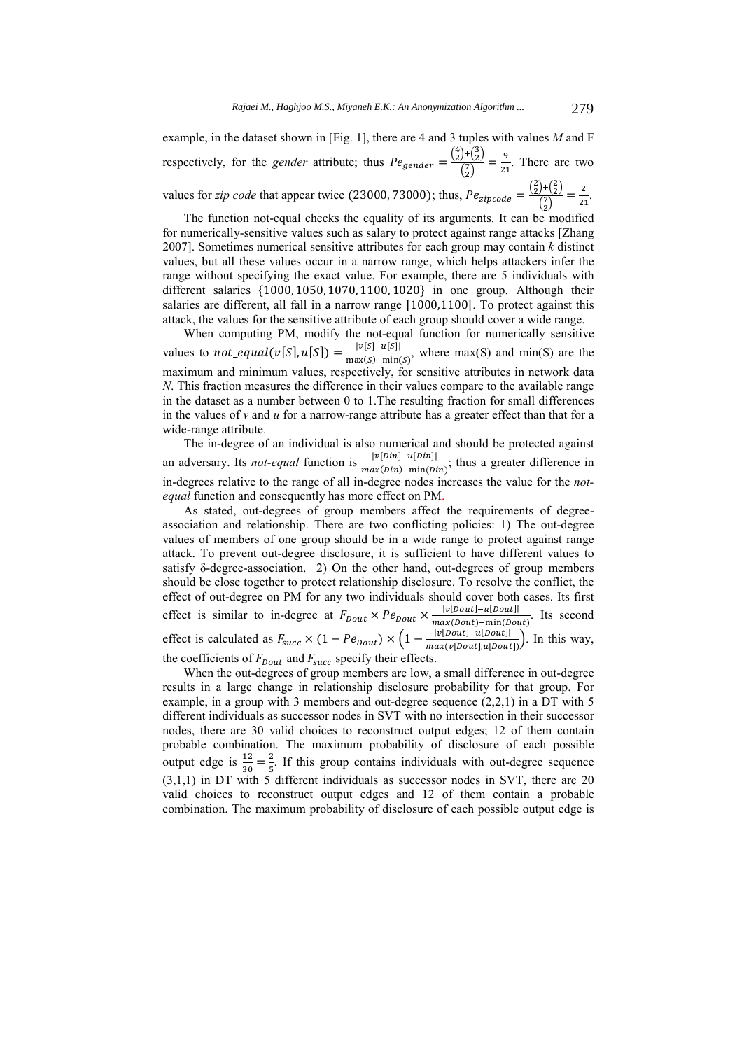example, in the dataset shown in [Fig. 1], there are 4 and 3 tuples with values *M* and F respectively, for the *gender* attribute; thus $Pe_{gender} = \frac{\binom{4}{2}+\binom{3}{2}}{\binom{7}{2}} = \frac{9}{21}$. There are two values for *zip code* that appear twice $(23000, 73000)$; thus, $Pe_{zipcode} = \frac{\binom{2}{2}+\binom{2}{2}}{\binom{7}{2}} = \frac{2}{21}$.

The function not-equal checks the equality of its arguments. It can be modified for numerically-sensitive values such as salary to protect against range attacks [Zhang 2007]. Sometimes numerical sensitive attributes for each group may contain *k* distinct values, but all these values occur in a narrow range, which helps attackers infer the range without specifying the exact value. For example, there are 5 individuals with different salaries $\{1000, 1050, 1070, 1100, 1020\}$ in one group. Although their salaries are different, all fall in a narrow range $[1000,1100]$. To protect against this attack, the values for the sensitive attribute of each group should cover a wide range.

When computing PM, modify the not-equal function for numerically sensitive values to $not\_equal(v[S], u[S]) = \frac{|v[S]-u[S]|}{\max(S)-\min(S)}$, where max(S) and min(S) are the maximum and minimum values, respectively, for sensitive attributes in network data *N*. This fraction measures the difference in their values compare to the available range in the dataset as a number between 0 to 1.The resulting fraction for small differences in the values of *v* and *u* for a narrow-range attribute has a greater effect than that for a wide-range attribute.

The in-degree of an individual is also numerical and should be protected against an adversary. Its *not-equal* function is $\frac{|v[Din]-u[Din]|}{max(Din)-\min(Din)}$; thus a greater difference in in-degrees relative to the range of all in-degree nodes increases the value for the *not-equal* function and consequently has more effect on PM.

As stated, out-degrees of group members affect the requirements of degree-association and relationship. There are two conflicting policies: 1) The out-degree values of members of one group should be in a wide range to protect against range attack. To prevent out-degree disclosure, it is sufficient to have different values to satisfy δ-degree-association. 2) On the other hand, out-degrees of group members should be close together to protect relationship disclosure. To resolve the conflict, the effect of out-degree on PM for any two individuals should cover both cases. Its first effect is similar to in-degree at $F_{Dout} \times Pe_{Dout} \times \frac{|v[Dout]-u[Dout]|}{max(Dout)-\min(Dout)}$. Its second effect is calculated as $F_{succ} \times (1 - Pe_{Dout}) \times \left(1 - \frac{|v[Dout]-u[Dout]|}{max(v[Dout],u[Dout])}\right)$. In this way, the coefficients of $F_{Dout}$ and $F_{succ}$ specify their effects.

When the out-degrees of group members are low, a small difference in out-degree results in a large change in relationship disclosure probability for that group. For example, in a group with 3 members and out-degree sequence (2,2,1) in a DT with 5 different individuals as successor nodes in SVT with no intersection in their successor nodes, there are 30 valid choices to reconstruct output edges; 12 of them contain probable combination. The maximum probability of disclosure of each possible output edge is $\frac{12}{30} = \frac{2}{5}$. If this group contains individuals with out-degree sequence (3,1,1) in DT with 5 different individuals as successor nodes in SVT, there are 20 valid choices to reconstruct output edges and 12 of them contain a probable combination. The maximum probability of disclosure of each possible output edge is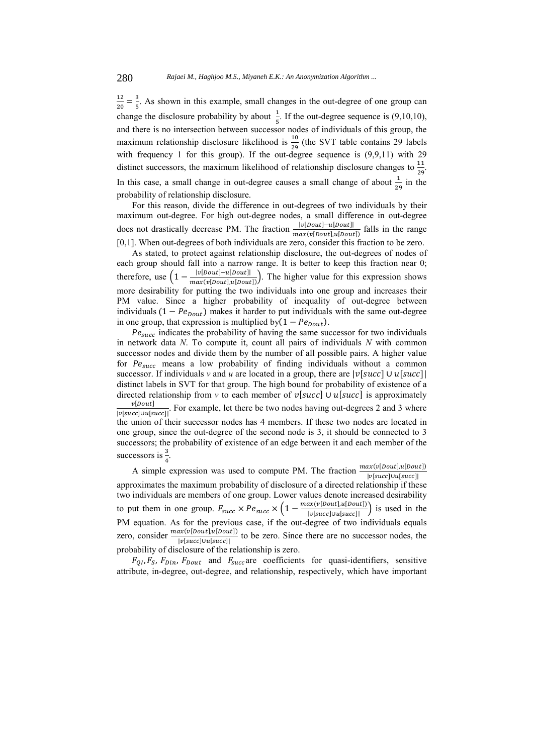$\frac{12}{20} = \frac{3}{5}$. As shown in this example, small changes in the out-degree of one group can change the disclosure probability by about $\frac{1}{5}$. If the out-degree sequence is (9,10,10), and there is no intersection between successor nodes of individuals of this group, the maximum relationship disclosure likelihood is $\frac{10}{29}$ (the SVT table contains 29 labels with frequency 1 for this group). If the out-degree sequence is (9,9,11) with 29 distinct successors, the maximum likelihood of relationship disclosure changes to $\frac{11}{29}$. In this case, a small change in out-degree causes a small change of about $\frac{1}{29}$ in the probability of relationship disclosure.

For this reason, divide the difference in out-degrees of two individuals by their maximum out-degree. For high out-degree nodes, a small difference in out-degree does not drastically decrease PM. The fraction $\frac{|v[Dout]-u[Dout]|}{max(v[Dout],u[Dout])}$ falls in the range [0,1]. When out-degrees of both individuals are zero, consider this fraction to be zero.

As stated, to protect against relationship disclosure, the out-degrees of nodes of each group should fall into a narrow range. It is better to keep this fraction near 0; therefore, use $\left(1 - \frac{|v[Dout]-u[Dout]|}{max(v[Dout],u[Dout])}\right)$. The higher value for this expression shows more desirability for putting the two individuals into one group and increases their PM value. Since a higher probability of inequality of out-degree between individuals $(1 - Pe_{Dout})$ makes it harder to put individuals with the same out-degree in one group, that expression is multiplied by $(1 - Pe_{Dout})$.

$Pe_{succ}$ indicates the probability of having the same successor for two individuals in network data *N*. To compute it, count all pairs of individuals *N* with common successor nodes and divide them by the number of all possible pairs. A higher value for $Pe_{succ}$ means a low probability of finding individuals without a common successor. If individuals *v* and *u* are located in a group, there are $|v[succ] \cup u[succ]|$ distinct labels in SVT for that group. The high bound for probability of existence of a directed relationship from *v* to each member of $v[succ] \cup u[succ]$ is approximately $\frac{v[Dout]}{|v[succ] \cup u[succ]|}$. For example, let there be two nodes having out-degrees 2 and 3 where the union of their successor nodes has 4 members. If these two nodes are located in one group, since the out-degree of the second node is 3, it should be connected to 3 successors; the probability of existence of an edge between it and each member of the successors is $\frac{3}{4}$.

A simple expression was used to compute PM. The fraction $\frac{max(v[Dout],u[Dout])}{|v[succ] \cup u[succ]|}$ approximates the maximum probability of disclosure of a directed relationship if these two individuals are members of one group. Lower values denote increased desirability to put them in one group. $F_{succ} \times Pe_{succ} \times \left(1 - \frac{max(v[Dout],u[Dout])}{|v[succ] \cup u[succ]|}\right)$ is used in the PM equation. As for the previous case, if the out-degree of two individuals equals zero, consider $\frac{max(v[Dout],u[Dout])}{|v[succ] \cup u[succ]|}$ to be zero. Since there are no successor nodes, the probability of disclosure of the relationship is zero.

$F_{QI}$, $F_S$, $F_{Din}$, $F_{Dout}$ and $F_{succ}$ are coefficients for quasi-identifiers, sensitive attribute, in-degree, out-degree, and relationship, respectively, which have important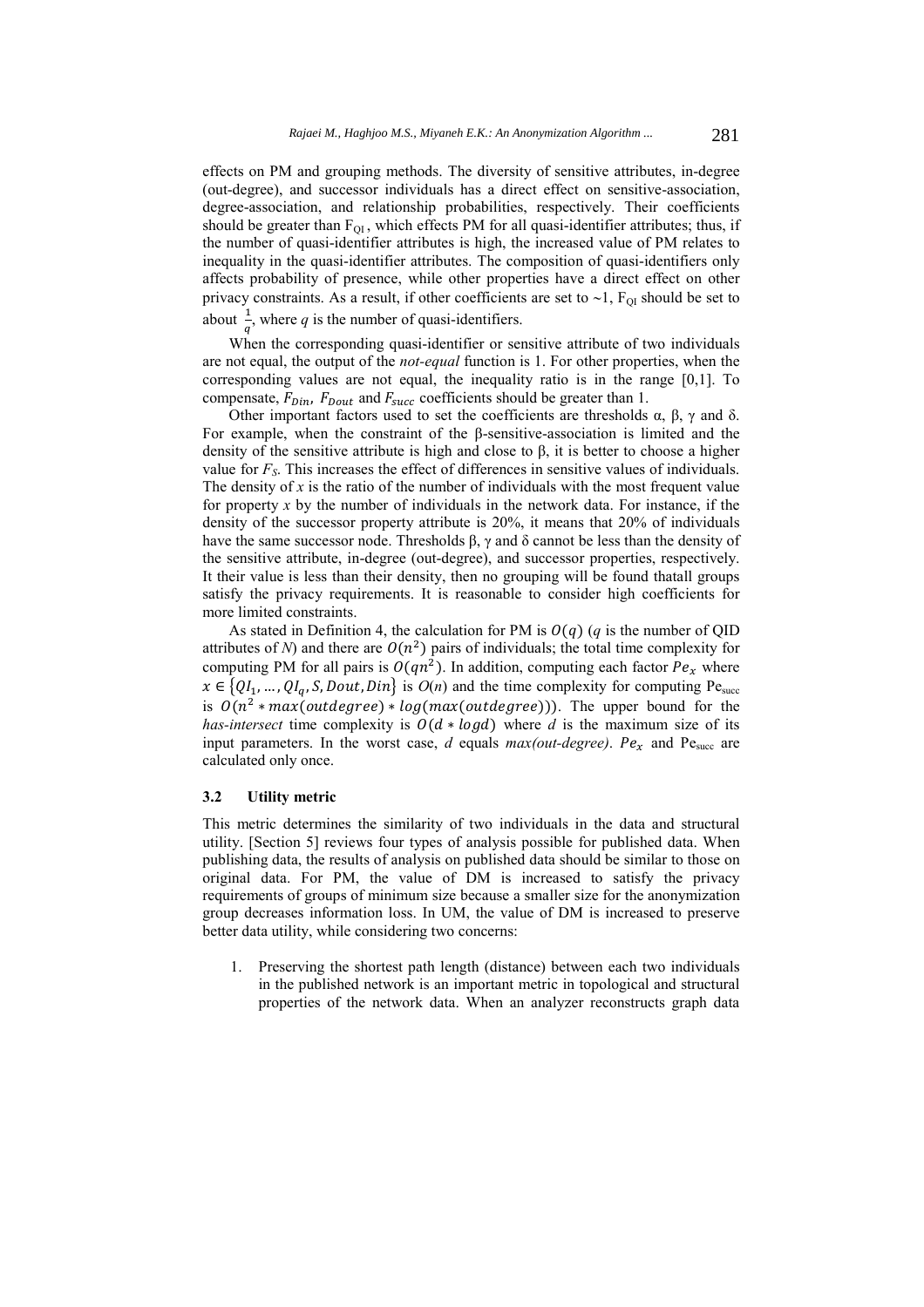effects on PM and grouping methods. The diversity of sensitive attributes, in-degree (out-degree), and successor individuals has a direct effect on sensitive-association, degree-association, and relationship probabilities, respectively. Their coefficients should be greater than $F_{QI}$, which effects PM for all quasi-identifier attributes; thus, if the number of quasi-identifier attributes is high, the increased value of PM relates to inequality in the quasi-identifier attributes. The composition of quasi-identifiers only affects probability of presence, while other properties have a direct effect on other privacy constraints. As a result, if other coefficients are set to ~1, $F_{QI}$ should be set to about $\frac{1}{q}$, where *q* is the number of quasi-identifiers.

When the corresponding quasi-identifier or sensitive attribute of two individuals are not equal, the output of the *not-equal* function is 1. For other properties, when the corresponding values are not equal, the inequality ratio is in the range [0,1]. To compensate, $F_{Din}$, $F_{Dout}$ and $F_{succ}$ coefficients should be greater than 1.

Other important factors used to set the coefficients are thresholds α, β, γ and δ. For example, when the constraint of the β-sensitive-association is limited and the density of the sensitive attribute is high and close to β, it is better to choose a higher value for $F_S$. This increases the effect of differences in sensitive values of individuals. The density of *x* is the ratio of the number of individuals with the most frequent value for property *x* by the number of individuals in the network data. For instance, if the density of the successor property attribute is 20%, it means that 20% of individuals have the same successor node. Thresholds β, γ and δ cannot be less than the density of the sensitive attribute, in-degree (out-degree), and successor properties, respectively. It their value is less than their density, then no grouping will be found thatall groups satisfy the privacy requirements. It is reasonable to consider high coefficients for more limited constraints.

As stated in Definition 4, the calculation for PM is $O(q)$ (*q* is the number of QID attributes of *N*) and there are $O(n^2)$ pairs of individuals; the total time complexity for computing PM for all pairs is $O(qn^2)$. In addition, computing each factor $Pe_x$ where $x \in \{QI_1, \ldots, QI_q, S, Dout, Din\}$ is *O*(*n*) and the time complexity for computing $Pe_{succ}$ is $O(n^2 * max(outdegree) * log(max(outdegree)))$. The upper bound for the *has-intersect* time complexity is $O(d * logd)$ where *d* is the maximum size of its input parameters. In the worst case, *d* equals *max(out-degree)*. $Pe_x$ and $Pe_{succ}$ are calculated only once.

### 3.2 Utility metric

This metric determines the similarity of two individuals in the data and structural utility. [Section 5] reviews four types of analysis possible for published data. When publishing data, the results of analysis on published data should be similar to those on original data. For PM, the value of DM is increased to satisfy the privacy requirements of groups of minimum size because a smaller size for the anonymization group decreases information loss. In UM, the value of DM is increased to preserve better data utility, while considering two concerns:

1. Preserving the shortest path length (distance) between each two individuals in the published network is an important metric in topological and structural properties of the network data. When an analyzer reconstructs graph data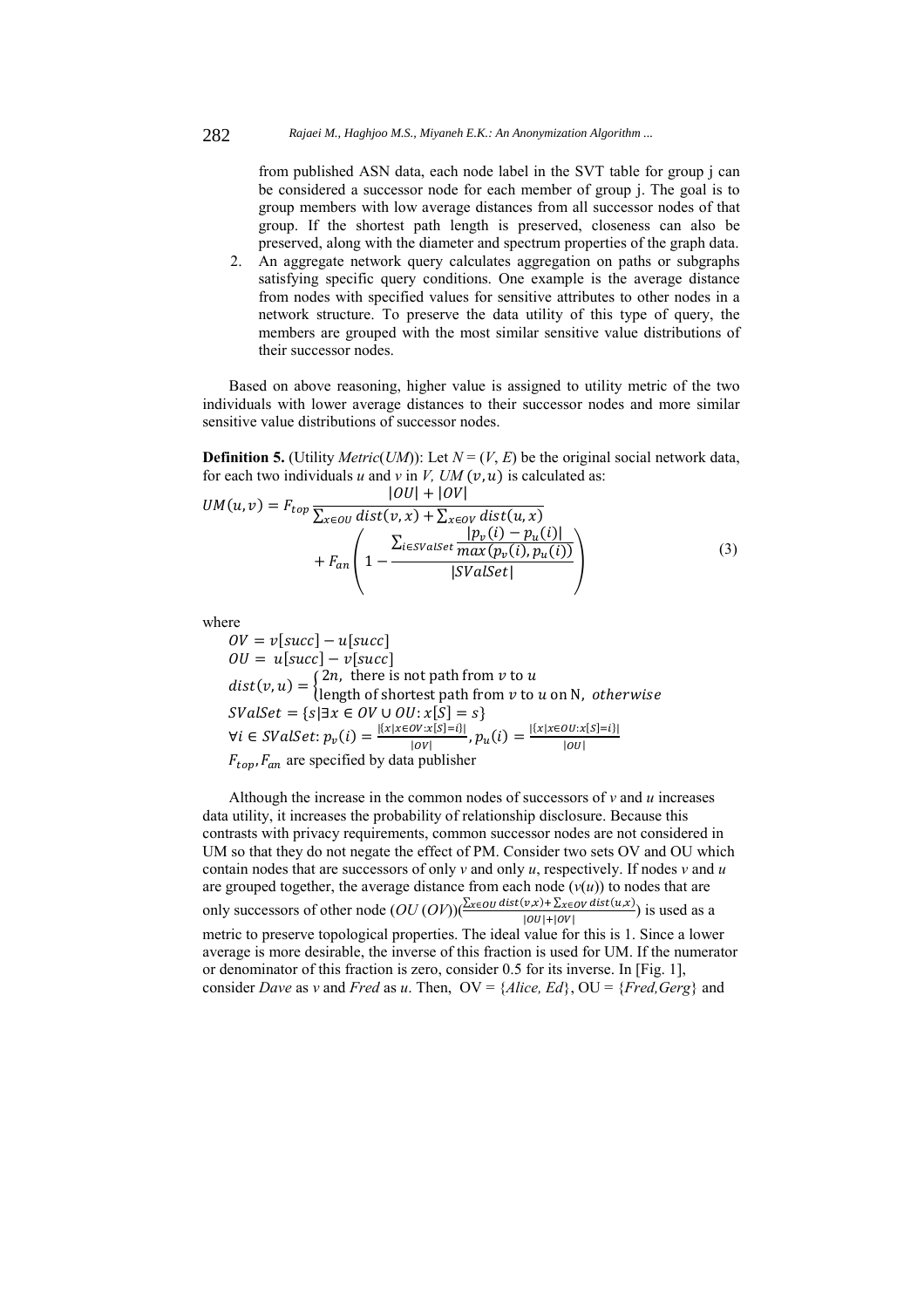from published ASN data, each node label in the SVT table for group j can be considered a successor node for each member of group j. The goal is to group members with low average distances from all successor nodes of that group. If the shortest path length is preserved, closeness can also be preserved, along with the diameter and spectrum properties of the graph data.

2. An aggregate network query calculates aggregation on paths or subgraphs satisfying specific query conditions. One example is the average distance from nodes with specified values for sensitive attributes to other nodes in a network structure. To preserve the data utility of this type of query, the members are grouped with the most similar sensitive value distributions of their successor nodes.

Based on above reasoning, higher value is assigned to utility metric of the two individuals with lower average distances to their successor nodes and more similar sensitive value distributions of successor nodes.

**Definition 5.** (Utility *Metric*(*UM*)): Let $N = (V, E)$ be the original social network data, for each two individuals *u* and *v* in *V*, $UM(v, u)$ is calculated as:

$$UM(u,v) = F_{top}\frac{|OU| + |OV|}{\sum_{x \in OU} dist(v,x) + \sum_{x \in OV} dist(u,x)} + F_{an}\left(1 - \frac{\sum_{i \in SValSet} \frac{|p_v(i) - p_u(i)|}{max(p_v(i), p_u(i))}}{|SValSet|}\right) \tag{3}$$

where

$OV = v[succ] - u[succ]$

$OU = u[succ] - v[succ]$

$dist(v,u) = \begin{cases} 2n, & \text{there is not path from } v \text{ to } u \\ \text{length of shortest path from } v \text{ to } u \text{ on N}, & otherwise \end{cases}$

$SValSet = \{s | \exists x \in OV \cup OU : x[S] = s\}$

$\forall i \in SValSet : p_v(i) = \frac{|\{x | x \in OV : x[S] = i\}|}{|OV|}, p_u(i) = \frac{|\{x | x \in OU : x[S] = i\}|}{|OU|}$

$F_{top}, F_{an}$ are specified by data publisher

Although the increase in the common nodes of successors of *v* and *u* increases data utility, it increases the probability of relationship disclosure. Because this contrasts with privacy requirements, common successor nodes are not considered in UM so that they do not negate the effect of PM. Consider two sets OV and OU which contain nodes that are successors of only *v* and only *u*, respectively. If nodes *v* and *u* are grouped together, the average distance from each node ($v(u)$) to nodes that are only successors of other node ($OU$ ($OV$))($\frac{\sum_{x \in OU} dist(v,x) + \sum_{x \in OV} dist(u,x)}{|OU| + |OV|}$) is used as a metric to preserve topological properties. The ideal value for this is 1. Since a lower average is more desirable, the inverse of this fraction is used for UM. If the numerator or denominator of this fraction is zero, consider 0.5 for its inverse. In [Fig. 1], consider *Dave* as *v* and *Fred* as *u*. Then, OV = {*Alice, Ed*}, OU = {*Fred,Gerg*} and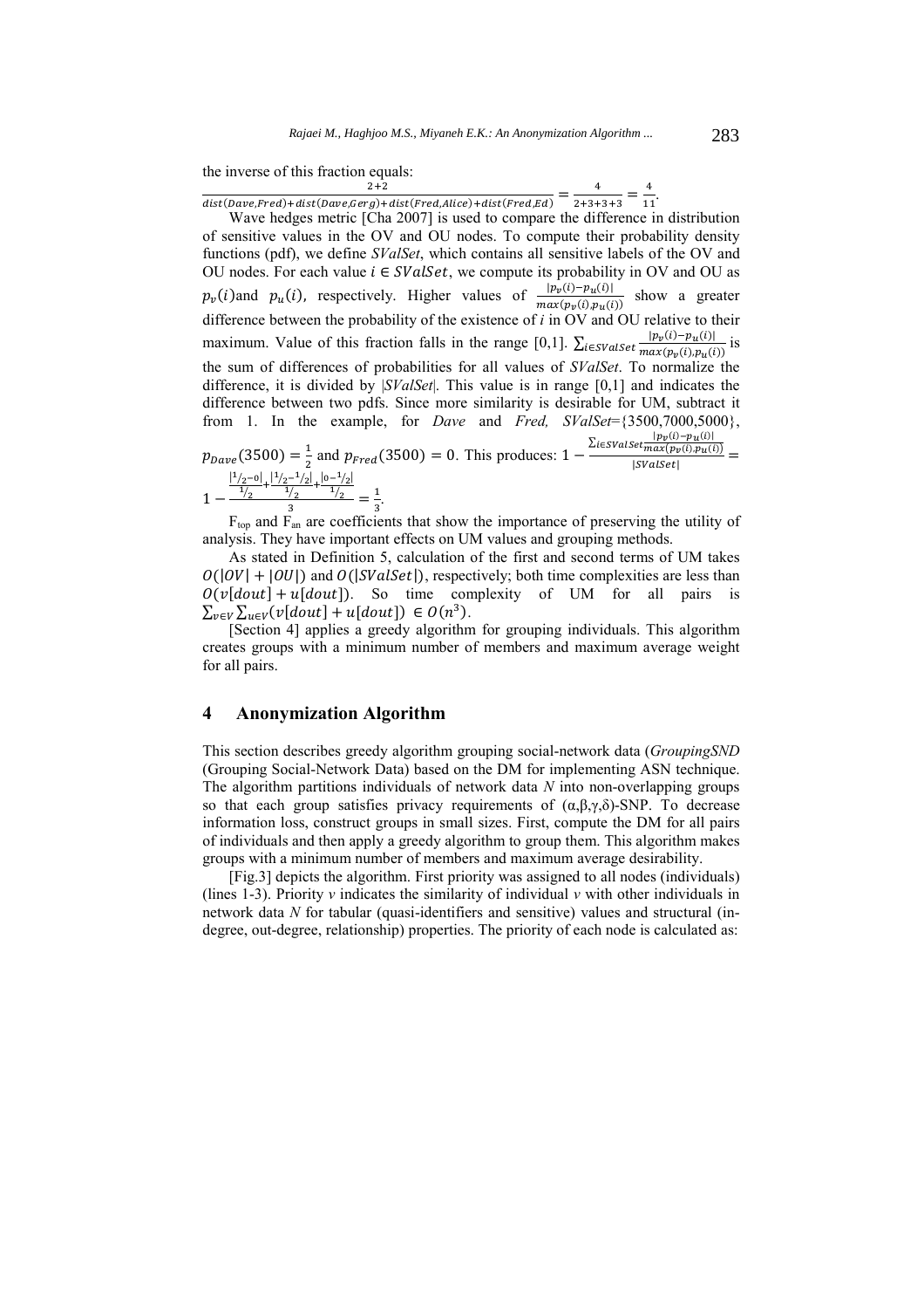the inverse of this fraction equals: $\frac{2+2}{dist(Dave,Fred)+dist(Dave,Gerg)+dist(Fred,Alice)+dist(Fred,Ed)} = \frac{4}{2+3+3+3} = \frac{4}{11}$.

Wave hedges metric [Cha 2007] is used to compare the difference in distribution of sensitive values in the OV and OU nodes. To compute their probability density functions (pdf), we define *SValSet*, which contains all sensitive labels of the OV and OU nodes. For each value $i \in SValSet$, we compute its probability in OV and OU as $p_v(i)$ and $p_u(i)$, respectively. Higher values of $\frac{|p_v(i)-p_u(i)|}{max(p_v(i),p_u(i))}$ show a greater difference between the probability of the existence of *i* in OV and OU relative to their maximum. Value of this fraction falls in the range [0,1]. $\sum_{i\in SValSet}\frac{|p_v(i)-p_u(i)|}{max(p_v(i),p_u(i))}$ is the sum of differences of probabilities for all values of *SValSet*. To normalize the difference, it is divided by |*SValSet*|. This value is in range [0,1] and indicates the difference between two pdfs. Since more similarity is desirable for UM, subtract it from 1. In the example, for *Dave* and *Fred, SValSet*={3500,7000,5000}, $p_{Dave}(3500) = \frac{1}{2}$ and $p_{Fred}(3500) = 0$. This produces: $1 - \frac{\sum_{i\in SValSet}\frac{|p_v(i)-p_u(i)|}{max(p_v(i),p_u(i))}}{|SValSet|} = 1 - \frac{\frac{|1/2-0|}{1/2}+\frac{|1/2-1/2|}{1/2}+\frac{|0-1/2|}{1/2}}{3} = \frac{1}{3}$.

$F_{top}$ and $F_{an}$ are coefficients that show the importance of preserving the utility of analysis. They have important effects on UM values and grouping methods.

As stated in Definition 5, calculation of the first and second terms of UM takes $O(|OV| + |OU|)$ and $O(|SValSet|)$, respectively; both time complexities are less than $O(v[dout] + u[dout])$. So time complexity of UM for all pairs is $\sum_{v\in V}\sum_{u\in V}(v[dout] + u[dout]) \in O(n^3)$.

[Section 4] applies a greedy algorithm for grouping individuals. This algorithm creates groups with a minimum number of members and maximum average weight for all pairs.

## 4 Anonymization Algorithm

This section describes greedy algorithm grouping social-network data (*GroupingSND* (Grouping Social-Network Data) based on the DM for implementing ASN technique. The algorithm partitions individuals of network data *N* into non-overlapping groups so that each group satisfies privacy requirements of (α,β,γ,δ)-SNP. To decrease information loss, construct groups in small sizes. First, compute the DM for all pairs of individuals and then apply a greedy algorithm to group them. This algorithm makes groups with a minimum number of members and maximum average desirability.

[Fig.3] depicts the algorithm. First priority was assigned to all nodes (individuals) (lines 1-3). Priority *v* indicates the similarity of individual *v* with other individuals in network data *N* for tabular (quasi-identifiers and sensitive) values and structural (in-degree, out-degree, relationship) properties. The priority of each node is calculated as: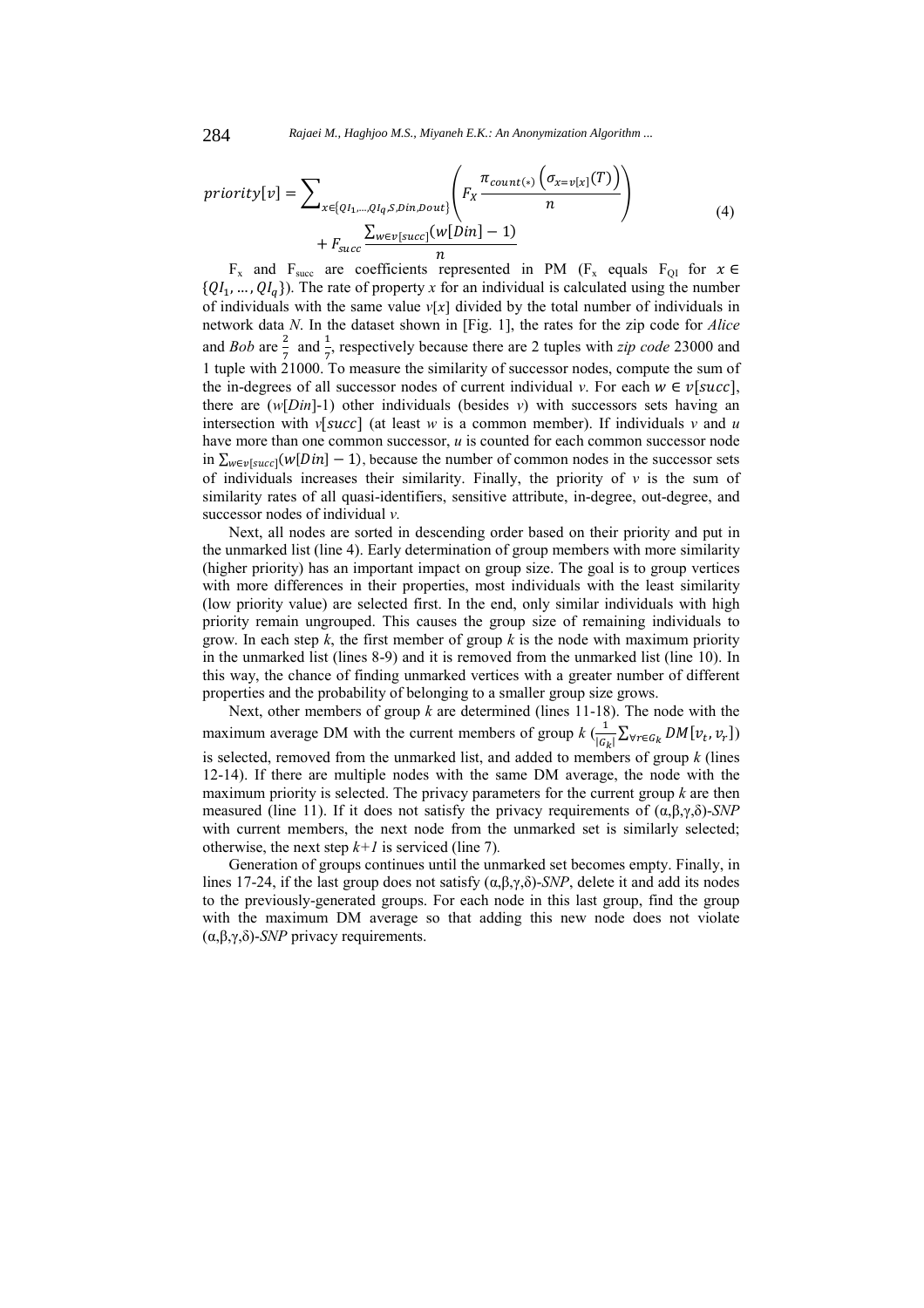$$priority[v] = \sum_{x \in \{QI_1,\ldots,QI_q,S,Din,Dout\}} \left( F_X \frac{\pi_{count(*)}\left(\sigma_{x=v[x]}(T)\right)}{n} \right) + F_{succ} \frac{\sum_{w \in v[succ]}(w[Din]-1)}{n} \tag{4}$$

$F_x$ and $F_{succ}$ are coefficients represented in PM ($F_x$ equals $F_{QI}$ for $x \in \{QI_1, \ldots, QI_q\}$). The rate of property *x* for an individual is calculated using the number of individuals with the same value *v*[*x*] divided by the total number of individuals in network data *N*. In the dataset shown in [Fig. 1], the rates for the zip code for *Alice* and *Bob* are $\frac{2}{7}$ and $\frac{1}{7}$, respectively because there are 2 tuples with *zip code* 23000 and 1 tuple with 21000. To measure the similarity of successor nodes, compute the sum of the in-degrees of all successor nodes of current individual *v*. For each $w \in v[succ]$, there are (*w*[*Din*]-1) other individuals (besides *v*) with successors sets having an intersection with $v[succ]$ (at least *w* is a common member). If individuals *v* and *u* have more than one common successor, *u* is counted for each common successor node in $\sum_{w \in v[succ]}(w[Din]-1)$, because the number of common nodes in the successor sets of individuals increases their similarity. Finally, the priority of *v* is the sum of similarity rates of all quasi-identifiers, sensitive attribute, in-degree, out-degree, and successor nodes of individual *v*.

Next, all nodes are sorted in descending order based on their priority and put in the unmarked list (line 4). Early determination of group members with more similarity (higher priority) has an important impact on group size. The goal is to group vertices with more differences in their properties, most individuals with the least similarity (low priority value) are selected first. In the end, only similar individuals with high priority remain ungrouped. This causes the group size of remaining individuals to grow. In each step *k*, the first member of group *k* is the node with maximum priority in the unmarked list (lines 8-9) and it is removed from the unmarked list (line 10). In this way, the chance of finding unmarked vertices with a greater number of different properties and the probability of belonging to a smaller group size grows.

Next, other members of group *k* are determined (lines 11-18). The node with the maximum average DM with the current members of group *k* ($\frac{1}{|G_k|}\sum_{\forall r \in G_k} DM[v_t, v_r]$) is selected, removed from the unmarked list, and added to members of group *k* (lines 12-14). If there are multiple nodes with the same DM average, the node with the maximum priority is selected. The privacy parameters for the current group *k* are then measured (line 11). If it does not satisfy the privacy requirements of (α,β,γ,δ)-*SNP* with current members, the next node from the unmarked set is similarly selected; otherwise, the next step *k+1* is serviced (line 7).

Generation of groups continues until the unmarked set becomes empty. Finally, in lines 17-24, if the last group does not satisfy (α,β,γ,δ)-*SNP*, delete it and add its nodes to the previously-generated groups. For each node in this last group, find the group with the maximum DM average so that adding this new node does not violate (α,β,γ,δ)-*SNP* privacy requirements.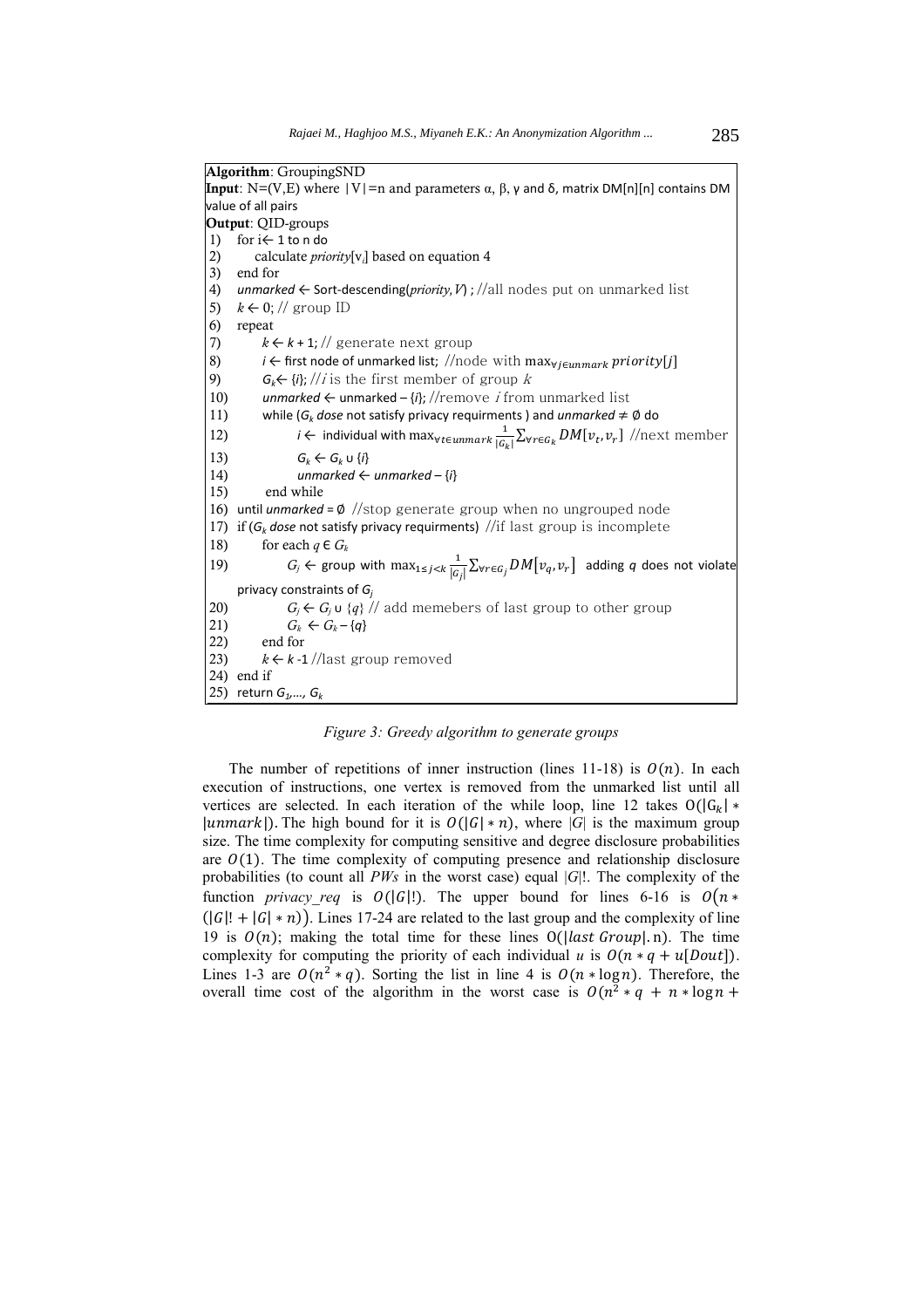```
Algorithm: GroupingSND
Input: N=(V,E) where |V|=n and parameters α, β, γ and δ, matrix DM[n][n] contains DM
value of all pairs
Output: QID-groups
1)  for i← 1 to n do
2)      calculate priority[v_i] based on equation 4
3)  end for
4)  unmarked ← Sort-descending(priority, V) ; //all nodes put on unmarked list
5)  k ← 0; // group ID
6)  repeat
7)      k ← k + 1; // generate next group
8)      i ← first node of unmarked list; //node with max_{∀j∈unmark} priority[j]
9)      G_k ← {i}; //i is the first member of group k
10)     unmarked ← unmarked – {i}; //remove i from unmarked list
11)     while (G_k dose not satisfy privacy requirments ) and unmarked ≠ ∅ do
12)         i ← individual with max_{∀t∈unmark} (1/|G_k|) Σ_{∀r∈G_k} DM[v_t, v_r] //next member
13)         G_k ← G_k ∪ {i}
14)         unmarked ← unmarked – {i}
15)     end while
16) until unmarked = ∅ //stop generate group when no ungrouped node
17) if (G_k dose not satisfy privacy requirments) //if last group is incomplete
18)     for each q ∈ G_k
19)         G_j ← group with max_{1≤j<k} (1/|G_j|) Σ_{∀r∈G_j} DM[v_q, v_r] adding q does not violate
        privacy constraints of G_j
20)         G_j ← G_j ∪ {q} // add memebers of last group to other group
21)         G_k ← G_k – {q}
22)     end for
23)     k ← k -1 //last group removed
24) end if
25) return G_1,…, G_k
```

*Figure 3: Greedy algorithm to generate groups*

The number of repetitions of inner instruction (lines 11-18) is $O(n)$. In each execution of instructions, one vertex is removed from the unmarked list until all vertices are selected. In each iteration of the while loop, line 12 takes $O(|G_k| * |unmark|)$. The high bound for it is $O(|G| * n)$, where $|G|$ is the maximum group size. The time complexity for computing sensitive and degree disclosure probabilities are $O(1)$. The time complexity of computing presence and relationship disclosure probabilities (to count all *PWs* in the worst case) equal $|G|!$. The complexity of the function *privacy_req* is $O(|G|!)$. The upper bound for lines 6-16 is $O(n * (|G|! + |G| * n))$. Lines 17-24 are related to the last group and the complexity of line 19 is $O(n)$; making the total time for these lines $O(|last\ Group|.n)$. The time complexity for computing the priority of each individual *u* is $O(n * q + u[Dout])$. Lines 1-3 are $O(n^2 * q)$. Sorting the list in line 4 is $O(n * \log n)$. Therefore, the overall time cost of the algorithm in the worst case is $O(n^2 * q\ +\ n * \log n\ +$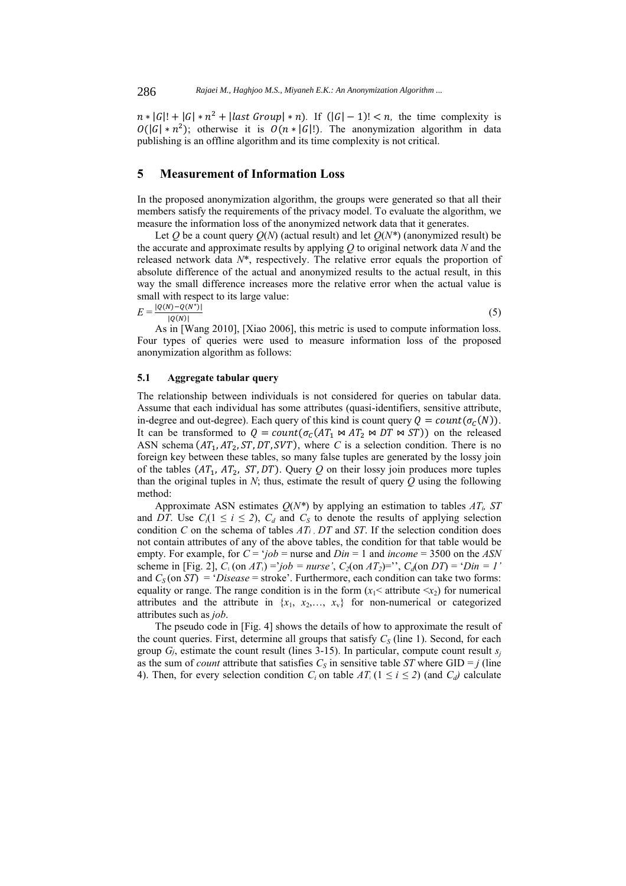$n * |G|! + |G| * n^2 + |last\ Group| * n$). If $(|G| - 1)! < n$, the time complexity is $O(|G| * n^2)$; otherwise it is $O(n * |G|!)$. The anonymization algorithm in data publishing is an offline algorithm and its time complexity is not critical.

## 5 Measurement of Information Loss

In the proposed anonymization algorithm, the groups were generated so that all their members satisfy the requirements of the privacy model. To evaluate the algorithm, we measure the information loss of the anonymized network data that it generates.

Let $Q$ be a count query $Q(N)$ (actual result) and let $Q(N^*)$ (anonymized result) be the accurate and approximate results by applying $Q$ to original network data $N$ and the released network data $N^*$, respectively. The relative error equals the proportion of absolute difference of the actual and anonymized results to the actual result, in this way the small difference increases more the relative error when the actual value is small with respect to its large value:

$$E = \frac{|Q(N) - Q(N^*)|}{|Q(N)|} \quad (5)$$

As in [Wang 2010], [Xiao 2006], this metric is used to compute information loss. Four types of queries were used to measure information loss of the proposed anonymization algorithm as follows:

### 5.1 Aggregate tabular query

The relationship between individuals is not considered for queries on tabular data. Assume that each individual has some attributes (quasi-identifiers, sensitive attribute, in-degree and out-degree). Each query of this kind is count query $Q = count(\sigma_C(N))$. It can be transformed to $Q = count(\sigma_C(AT_1 \bowtie AT_2 \bowtie DT \bowtie ST))$ on the released ASN schema $(AT_1, AT_2, ST, DT, SVT)$, where $C$ is a selection condition. There is no foreign key between these tables, so many false tuples are generated by the lossy join of the tables $(AT_1, AT_2, ST, DT)$. Query $Q$ on their lossy join produces more tuples than the original tuples in $N$; thus, estimate the result of query $Q$ using the following method:

Approximate ASN estimates $Q(N^*)$ by applying an estimation to tables $AT_i$, $ST$ and $DT$. Use $C_i (1 \leq i \leq 2)$, $C_d$ and $C_S$ to denote the results of applying selection condition $C$ on the schema of tables $AT_i$, $DT$ and $ST$. If the selection condition does not contain attributes of any of the above tables, the condition for that table would be empty. For example, for $C$ = '*job* = nurse and *Din* = 1 and *income* = 3500 on the *ASN* scheme in [Fig. 2], $C_1$ (on $AT_1$) ='*job = nurse*', $C_2$(on $AT_2$)='', $C_d$(on $DT$) = '*Din = 1*' and $C_S$ (on $ST$) = '*Disease* = stroke'. Furthermore, each condition can take two forms: equality or range. The range condition is in the form ($x_1$< attribute <$x_2$) for numerical attributes and the attribute in $\{x_1, x_2, \ldots, x_v\}$ for non-numerical or categorized attributes such as *job*.

The pseudo code in [Fig. 4] shows the details of how to approximate the result of the count queries. First, determine all groups that satisfy $C_S$ (line 1). Second, for each group $G_j$, estimate the count result (lines 3-15). In particular, compute count result $s_j$ as the sum of *count* attribute that satisfies $C_S$ in sensitive table $ST$ where GID = $j$ (line 4). Then, for every selection condition $C_i$ on table $AT_i$ $(1 \leq i \leq 2)$ (and $C_d$) calculate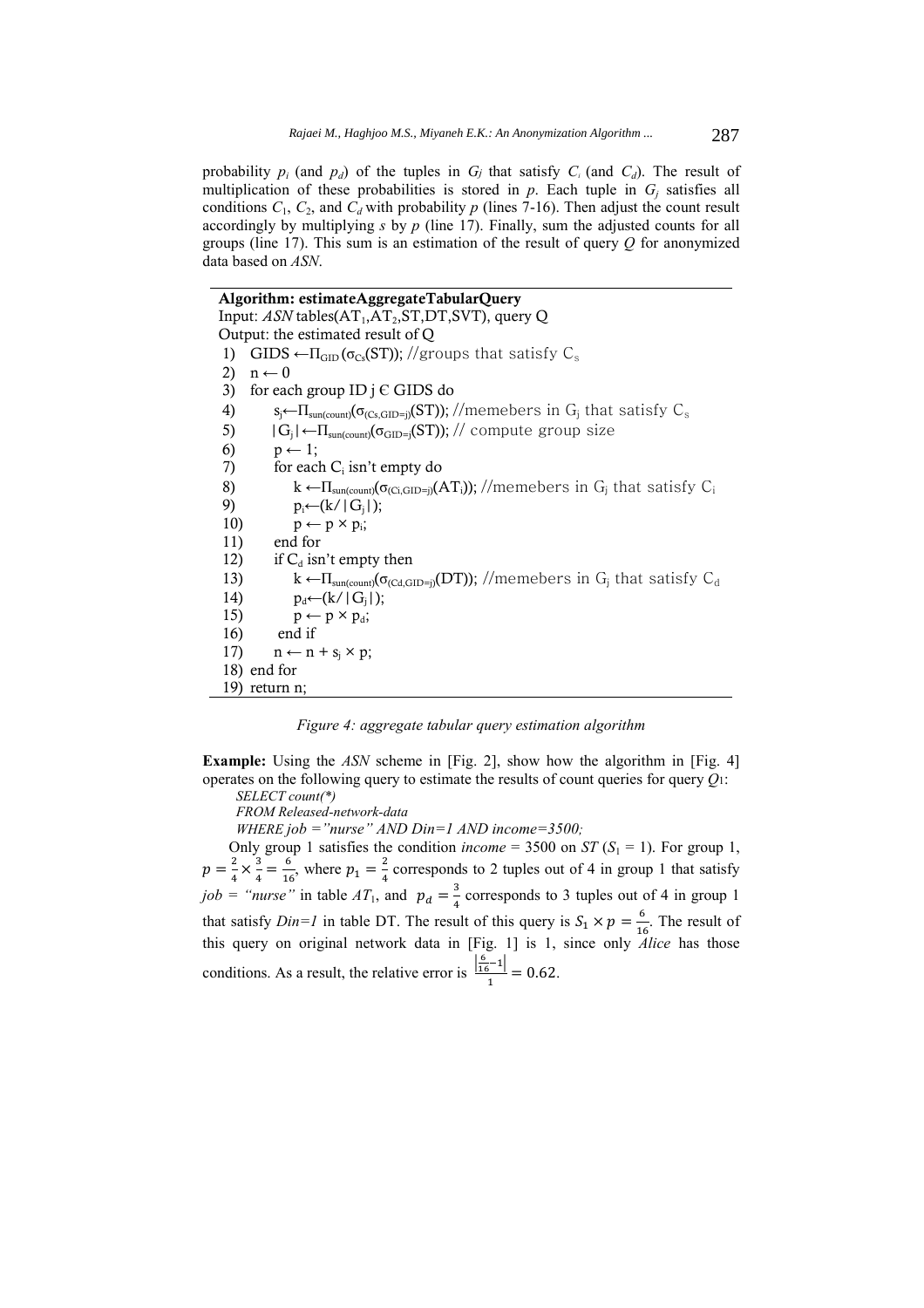probability $p_i$ (and $p_d$) of the tuples in $G_j$ that satisfy $C_i$ (and $C_d$). The result of multiplication of these probabilities is stored in $p$. Each tuple in $G_j$ satisfies all conditions $C_1$, $C_2$, and $C_d$ with probability $p$ (lines 7-16). Then adjust the count result accordingly by multiplying $s$ by $p$ (line 17). Finally, sum the adjusted counts for all groups (line 17). This sum is an estimation of the result of query $Q$ for anonymized data based on *ASN*.

```
Algorithm: estimateAggregateTabularQuery
Input: ASN tables(AT1,AT2,ST,DT,SVT), query Q
Output: the estimated result of Q
 1)  GIDS ←Π_GID(σ_Cs(ST)); //groups that satisfy Cs
 2)  n ← 0
 3)  for each group ID j Є GIDS do
 4)      sj←Π_sun(count)(σ_(Cs,GID=j)(ST)); //memebers in Gj that satisfy Cs
 5)      |Gj|←Π_sun(count)(σ_GID=j(ST)); // compute group size
 6)      p ← 1;
 7)      for each Ci isn't empty do
 8)          k ←Π_sun(count)(σ_(Ci,GID=j)(ATi)); //memebers in Gj that satisfy Ci
 9)          pi←(k/|Gj|);
10)          p ← p × pi;
11)      end for
12)      if Cd isn't empty then
13)          k ←Π_sun(count)(σ_(Cd,GID=j)(DT)); //memebers in Gj that satisfy Cd
14)          pd←(k/|Gj|);
15)          p ← p × pd;
16)      end if
17)      n ← n + sj × p;
18)  end for
19)  return n;
```

*Figure 4: aggregate tabular query estimation algorithm*

**Example:** Using the *ASN* scheme in [Fig. 2], show how the algorithm in [Fig. 4] operates on the following query to estimate the results of count queries for query $Q_1$:

*SELECT count(\*)*
*FROM Released-network-data*
*WHERE job ="nurse" AND Din=1 AND income=3500;*

Only group 1 satisfies the condition *income* = 3500 on *ST* ($S_1 = 1$). For group 1, $p = \frac{2}{4} \times \frac{3}{4} = \frac{6}{16}$, where $p_1 = \frac{2}{4}$ corresponds to 2 tuples out of 4 in group 1 that satisfy *job = "nurse"* in table $AT_1$, and $p_d = \frac{3}{4}$ corresponds to 3 tuples out of 4 in group 1 that satisfy *Din=1* in table DT. The result of this query is $S_1 \times p = \frac{6}{16}$. The result of this query on original network data in [Fig. 1] is 1, since only *Alice* has those conditions. As a result, the relative error is $\frac{\left|\frac{6}{16}-1\right|}{1} = 0.62$.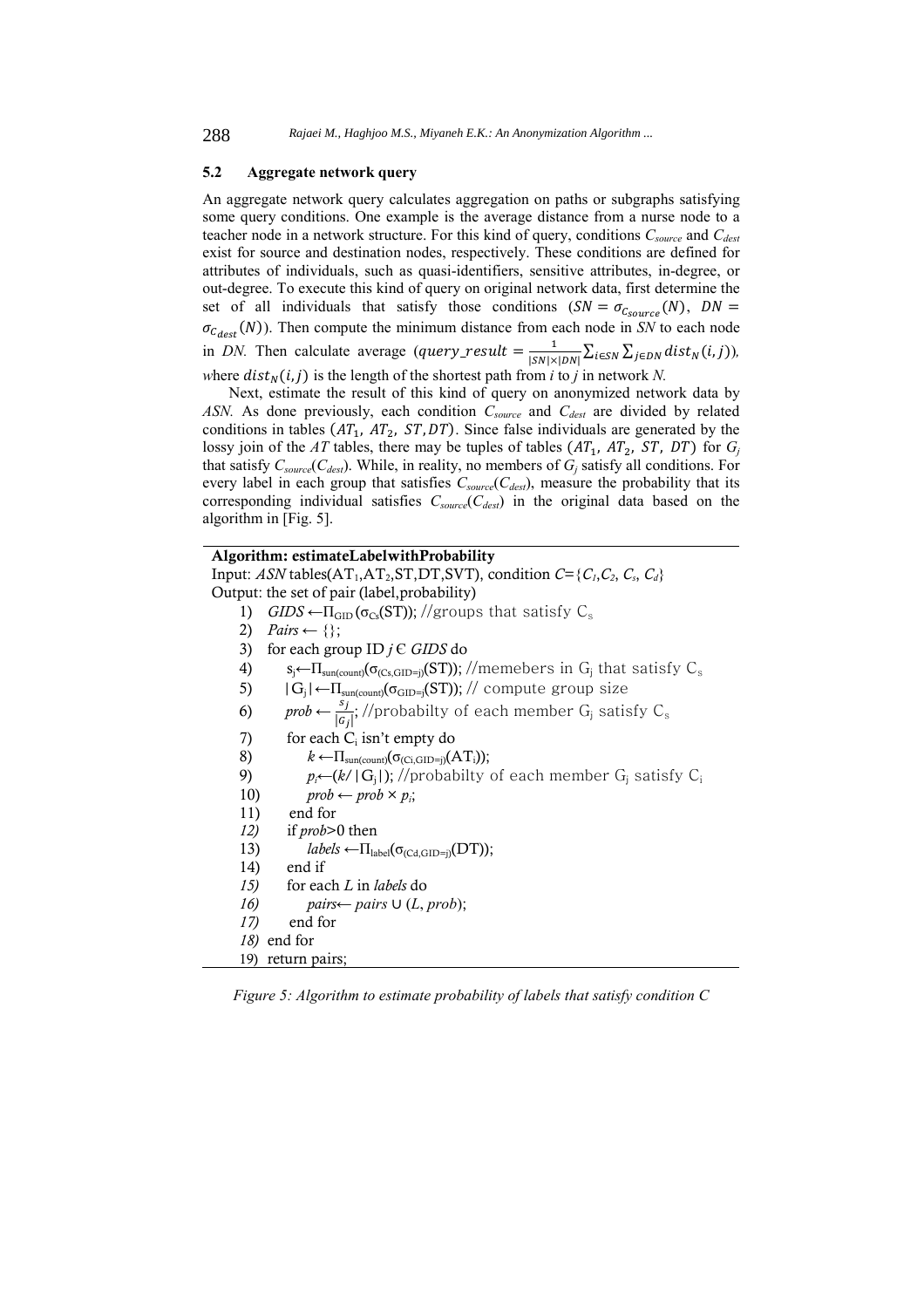### 5.2 Aggregate network query

An aggregate network query calculates aggregation on paths or subgraphs satisfying some query conditions. One example is the average distance from a nurse node to a teacher node in a network structure. For this kind of query, conditions $C_{source}$ and $C_{dest}$ exist for source and destination nodes, respectively. These conditions are defined for attributes of individuals, such as quasi-identifiers, sensitive attributes, in-degree, or out-degree. To execute this kind of query on original network data, first determine the set of all individuals that satisfy those conditions ($SN = \sigma_{C_{source}}(N)$, $DN = \sigma_{C_{dest}}(N)$). Then compute the minimum distance from each node in *SN* to each node in *DN*. Then calculate average ($query\_result = \frac{1}{|SN| \times |DN|} \sum_{i \in SN} \sum_{j \in DN} dist_N(i,j)$), where $dist_N(i,j)$ is the length of the shortest path from *i* to *j* in network *N*.

Next, estimate the result of this kind of query on anonymized network data by *ASN*. As done previously, each condition $C_{source}$ and $C_{dest}$ are divided by related conditions in tables ($AT_1$, $AT_2$, $ST$, $DT$). Since false individuals are generated by the lossy join of the *AT* tables, there may be tuples of tables ($AT_1$, $AT_2$, $ST$, $DT$) for $G_j$ that satisfy $C_{source}$($C_{dest}$). While, in reality, no members of $G_j$ satisfy all conditions. For every label in each group that satisfies $C_{source}$($C_{dest}$), measure the probability that its corresponding individual satisfies $C_{source}$($C_{dest}$) in the original data based on the algorithm in [Fig. 5].

```
Algorithm: estimateLabelwithProbability
Input: ASN tables(AT1,AT2,ST,DT,SVT), condition C={C1,C2, Cs, Cd}
Output: the set of pair (label,probability)
 1)  GIDS ←Π_GID (σ_Cs(ST)); //groups that satisfy Cs
 2)  Pairs ← {};
 3)  for each group ID j ∈ GIDS do
 4)      sj←Π_sun(count)(σ_(Cs,GID=j)(ST)); //memebers in Gj that satisfy Cs
 5)      |Gj|←Π_sun(count)(σ_GID=j(ST)); // compute group size
 6)      prob ← sj/|Gj|; //probabilty of each member Gj satisfy Cs
 7)      for each Ci isn't empty do
 8)          k ←Π_sun(count)(σ_(Ci,GID=j)(ATi));
 9)          pi←(k/|Gj|); //probabilty of each member Gj satisfy Ci
 10)         prob ← prob × pi;
 11)     end for
 12)     if prob>0 then
 13)         labels ←Π_label(σ_(Cd,GID=j)(DT));
 14)     end if
 15)     for each L in labels do
 16)         pairs← pairs ∪ (L, prob);
 17)     end for
 18) end for
 19) return pairs;
```

*Figure 5: Algorithm to estimate probability of labels that satisfy condition C*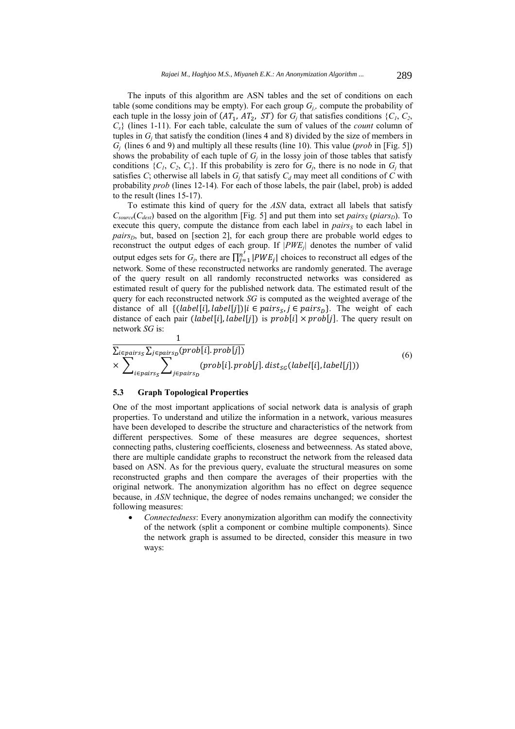The inputs of this algorithm are ASN tables and the set of conditions on each table (some conditions may be empty). For each group $G_j$, compute the probability of each tuple in the lossy join of $(AT_1, AT_2, ST)$ for $G_j$ that satisfies conditions $\{C_1, C_2, C_s\}$ (lines 1-11). For each table, calculate the sum of values of the *count* column of tuples in $G_j$ that satisfy the condition (lines 4 and 8) divided by the size of members in $G_j$ (lines 6 and 9) and multiply all these results (line 10). This value (*prob* in [Fig. 5]) shows the probability of each tuple of $G_j$ in the lossy join of those tables that satisfy conditions $\{C_1, C_2, C_s\}$. If this probability is zero for $G_j$, there is no node in $G_j$ that satisfies $C$; otherwise all labels in $G_j$ that satisfy $C_d$ may meet all conditions of $C$ with probability *prob* (lines 12-14). For each of those labels, the pair (label, prob) is added to the result (lines 15-17).

To estimate this kind of query for the *ASN* data, extract all labels that satisfy $C_{source}$($C_{dest}$) based on the algorithm [Fig. 5] and put them into set $pairs_S$ ($piars_D$). To execute this query, compute the distance from each label in $pairs_S$ to each label in $pairs_D$, but, based on [section 2], for each group there are probable world edges to reconstruct the output edges of each group. If $|PWE_j|$ denotes the number of valid output edges sets for $G_j$, there are $\prod_{j=1}^{n'} |PWE_j|$ choices to reconstruct all edges of the network. Some of these reconstructed networks are randomly generated. The average of the query result on all randomly reconstructed networks was considered as estimated result of query for the published network data. The estimated result of the query for each reconstructed network *SG* is computed as the weighted average of the distance of all $\{(label[i], label[j]) | i \in pairs_S, j \in pairs_D\}$. The weight of each distance of each pair $(label[i], label[j])$ is $prob[i] \times prob[j]$. The query result on network *SG* is:

$$\frac{1}{\sum_{i \in pairs_S} \sum_{j \in pairs_D} (prob[i].prob[j])} \times \sum_{i \in pairs_S} \sum_{j \in pairs_D} (prob[i].prob[j].dist_{SG}(label[i], label[j])) \tag{6}$$

### 5.3 Graph Topological Properties

One of the most important applications of social network data is analysis of graph properties. To understand and utilize the information in a network, various measures have been developed to describe the structure and characteristics of the network from different perspectives. Some of these measures are degree sequences, shortest connecting paths, clustering coefficients, closeness and betweenness. As stated above, there are multiple candidate graphs to reconstruct the network from the released data based on ASN. As for the previous query, evaluate the structural measures on some reconstructed graphs and then compare the averages of their properties with the original network. The anonymization algorithm has no effect on degree sequence because, in *ASN* technique, the degree of nodes remains unchanged; we consider the following measures:

- *Connectedness*: Every anonymization algorithm can modify the connectivity of the network (split a component or combine multiple components). Since the network graph is assumed to be directed, consider this measure in two ways: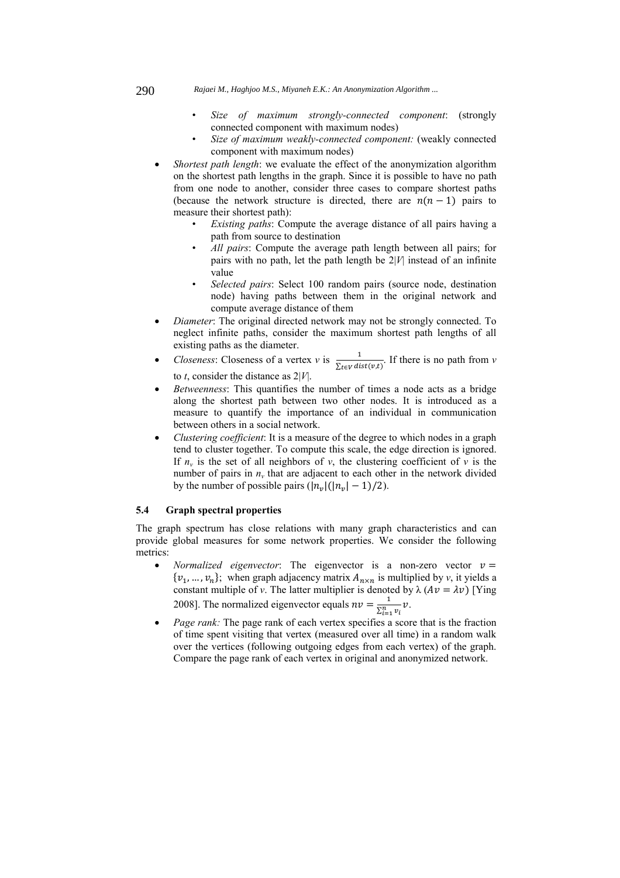- *Size of maximum strongly-connected component*: (strongly connected component with maximum nodes)
  - *Size of maximum weakly-connected component:* (weakly connected component with maximum nodes)
- *Shortest path length*: we evaluate the effect of the anonymization algorithm on the shortest path lengths in the graph. Since it is possible to have no path from one node to another, consider three cases to compare shortest paths (because the network structure is directed, there are $n(n-1)$ pairs to measure their shortest path):
  - *Existing paths*: Compute the average distance of all pairs having a path from source to destination
  - *All pairs*: Compute the average path length between all pairs; for pairs with no path, let the path length be $2|V|$ instead of an infinite value
  - *Selected pairs*: Select 100 random pairs (source node, destination node) having paths between them in the original network and compute average distance of them
- *Diameter*: The original directed network may not be strongly connected. To neglect infinite paths, consider the maximum shortest path lengths of all existing paths as the diameter.
- *Closeness*: Closeness of a vertex $v$ is $\frac{1}{\sum_{t \in V} dist(v,t)}$. If there is no path from $v$ to $t$, consider the distance as $2|V|$.
- *Betweenness*: This quantifies the number of times a node acts as a bridge along the shortest path between two other nodes. It is introduced as a measure to quantify the importance of an individual in communication between others in a social network.
- *Clustering coefficient*: It is a measure of the degree to which nodes in a graph tend to cluster together. To compute this scale, the edge direction is ignored. If $n_v$ is the set of all neighbors of $v$, the clustering coefficient of $v$ is the number of pairs in $n_v$ that are adjacent to each other in the network divided by the number of possible pairs ($|n_v|(|n_v|-1)/2$).

### 5.4 Graph spectral properties

The graph spectrum has close relations with many graph characteristics and can provide global measures for some network properties. We consider the following metrics:

- *Normalized eigenvector*: The eigenvector is a non-zero vector $v = \{v_1, \ldots, v_n\}$; when graph adjacency matrix $A_{n \times n}$ is multiplied by $v$, it yields a constant multiple of $v$. The latter multiplier is denoted by λ ($Av = \lambda v$) [Ying 2008]. The normalized eigenvector equals $nv = \frac{1}{\sum_{i=1}^{n} v_i} v$.
- *Page rank:* The page rank of each vertex specifies a score that is the fraction of time spent visiting that vertex (measured over all time) in a random walk over the vertices (following outgoing edges from each vertex) of the graph. Compare the page rank of each vertex in original and anonymized network.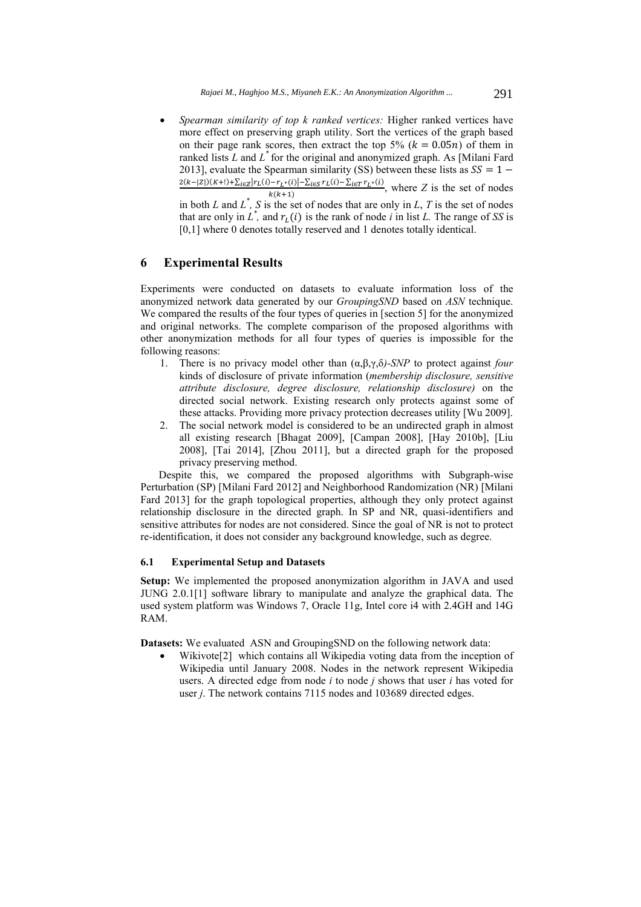- *Spearman similarity of top k ranked vertices:* Higher ranked vertices have more effect on preserving graph utility. Sort the vertices of the graph based on their page rank scores, then extract the top 5% ($k = 0.05n$) of them in ranked lists *L* and $L^*$ for the original and anonymized graph. As [Milani Fard 2013], evaluate the Spearman similarity (SS) between these lists as $SS = 1 - \frac{2(k-|Z|)(K+!)+\sum_{i \in Z}|r_L(i)-r_{L^*}(i)|-\sum_{i \in S} r_L(i)-\sum_{i \in T} r_{L^*}(i)}{k(k+1)}$, where *Z* is the set of nodes in both *L* and $L^*$, *S* is the set of nodes that are only in *L*, *T* is the set of nodes that are only in $L^*$, and $r_L(i)$ is the rank of node *i* in list *L*. The range of *SS* is [0,1] where 0 denotes totally reserved and 1 denotes totally identical.

## 6 Experimental Results

Experiments were conducted on datasets to evaluate information loss of the anonymized network data generated by our *GroupingSND* based on *ASN* technique. We compared the results of the four types of queries in [section 5] for the anonymized and original networks. The complete comparison of the proposed algorithms with other anonymization methods for all four types of queries is impossible for the following reasons:

1. There is no privacy model other than *(α,β,γ,δ)-SNP* to protect against *four* kinds of disclosure of private information (*membership disclosure, sensitive attribute disclosure, degree disclosure, relationship disclosure)* on the directed social network. Existing research only protects against some of these attacks. Providing more privacy protection decreases utility [Wu 2009].
2. The social network model is considered to be an undirected graph in almost all existing research [Bhagat 2009], [Campan 2008], [Hay 2010b], [Liu 2008], [Tai 2014], [Zhou 2011], but a directed graph for the proposed privacy preserving method.

Despite this, we compared the proposed algorithms with Subgraph-wise Perturbation (SP) [Milani Fard 2012] and Neighborhood Randomization (NR) [Milani Fard 2013] for the graph topological properties, although they only protect against relationship disclosure in the directed graph. In SP and NR, quasi-identifiers and sensitive attributes for nodes are not considered. Since the goal of NR is not to protect re-identification, it does not consider any background knowledge, such as degree.

### 6.1 Experimental Setup and Datasets

**Setup:** We implemented the proposed anonymization algorithm in JAVA and used JUNG 2.0.1[1] software library to manipulate and analyze the graphical data. The used system platform was Windows 7, Oracle 11g, Intel core i4 with 2.4GH and 14G RAM.

**Datasets:** We evaluated ASN and GroupingSND on the following network data:

- Wikivote[2] which contains all Wikipedia voting data from the inception of Wikipedia until January 2008. Nodes in the network represent Wikipedia users. A directed edge from node *i* to node *j* shows that user *i* has voted for user *j*. The network contains 7115 nodes and 103689 directed edges.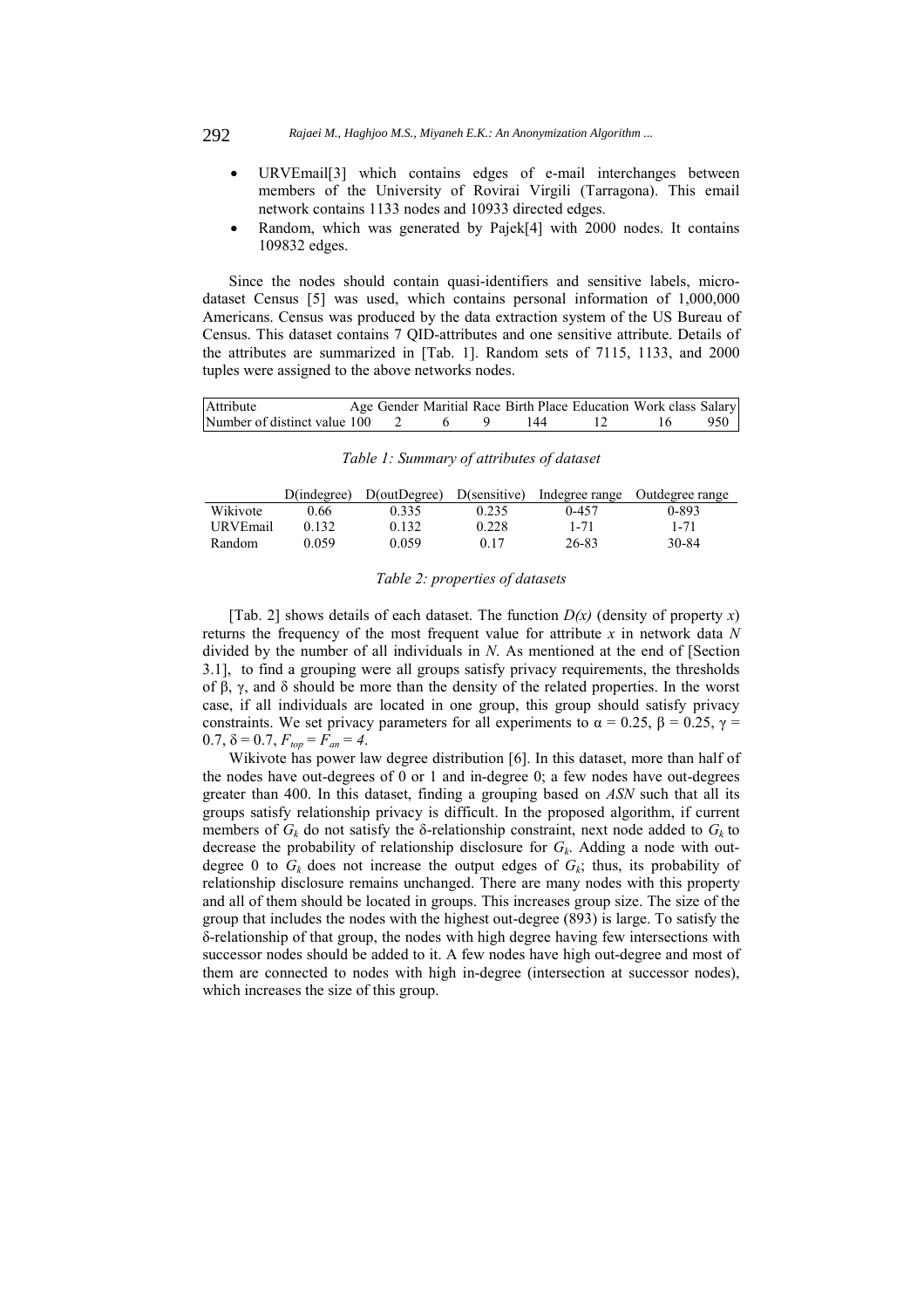- URVEmail[3] which contains edges of e-mail interchanges between members of the University of Rovirai Virgili (Tarragona). This email network contains 1133 nodes and 10933 directed edges.
- Random, which was generated by Pajek[4] with 2000 nodes. It contains 109832 edges.

Since the nodes should contain quasi-identifiers and sensitive labels, micro-dataset Census [5] was used, which contains personal information of 1,000,000 Americans. Census was produced by the data extraction system of the US Bureau of Census. This dataset contains 7 QID-attributes and one sensitive attribute. Details of the attributes are summarized in [Tab. 1]. Random sets of 7115, 1133, and 2000 tuples were assigned to the above networks nodes.

| Attribute | Age | Gender | Maritial | Race | Birth Place | Education | Work class | Salary |
|---|---|---|---|---|---|---|---|---|
| Number of distinct value | 100 | 2 | 6 | 9 | 144 | 12 | 16 | 950 |

*Table 1: Summary of attributes of dataset*

| | D(indegree) | D(outDegree) | D(sensitive) | Indegree range | Outdegree range |
|---|---|---|---|---|---|
| Wikivote | 0.66 | 0.335 | 0.235 | 0-457 | 0-893 |
| URVEmail | 0.132 | 0.132 | 0.228 | 1-71 | 1-71 |
| Random | 0.059 | 0.059 | 0.17 | 26-83 | 30-84 |

*Table 2: properties of datasets*

[Tab. 2] shows details of each dataset. The function $D(x)$ (density of property $x$) returns the frequency of the most frequent value for attribute $x$ in network data $N$ divided by the number of all individuals in $N$. As mentioned at the end of [Section 3.1], to find a grouping were all groups satisfy privacy requirements, the thresholds of β, γ, and δ should be more than the density of the related properties. In the worst case, if all individuals are located in one group, this group should satisfy privacy constraints. We set privacy parameters for all experiments to $\alpha = 0.25$, $\beta = 0.25$, $\gamma = 0.7$, $\delta = 0.7$, $F_{top} = F_{an} = 4$.

Wikivote has power law degree distribution [6]. In this dataset, more than half of the nodes have out-degrees of 0 or 1 and in-degree 0; a few nodes have out-degrees greater than 400. In this dataset, finding a grouping based on *ASN* such that all its groups satisfy relationship privacy is difficult. In the proposed algorithm, if current members of $G_k$ do not satisfy the δ-relationship constraint, next node added to $G_k$ to decrease the probability of relationship disclosure for $G_k$. Adding a node with out-degree 0 to $G_k$ does not increase the output edges of $G_k$; thus, its probability of relationship disclosure remains unchanged. There are many nodes with this property and all of them should be located in groups. This increases group size. The size of the group that includes the nodes with the highest out-degree (893) is large. To satisfy the δ-relationship of that group, the nodes with high degree having few intersections with successor nodes should be added to it. A few nodes have high out-degree and most of them are connected to nodes with high in-degree (intersection at successor nodes), which increases the size of this group.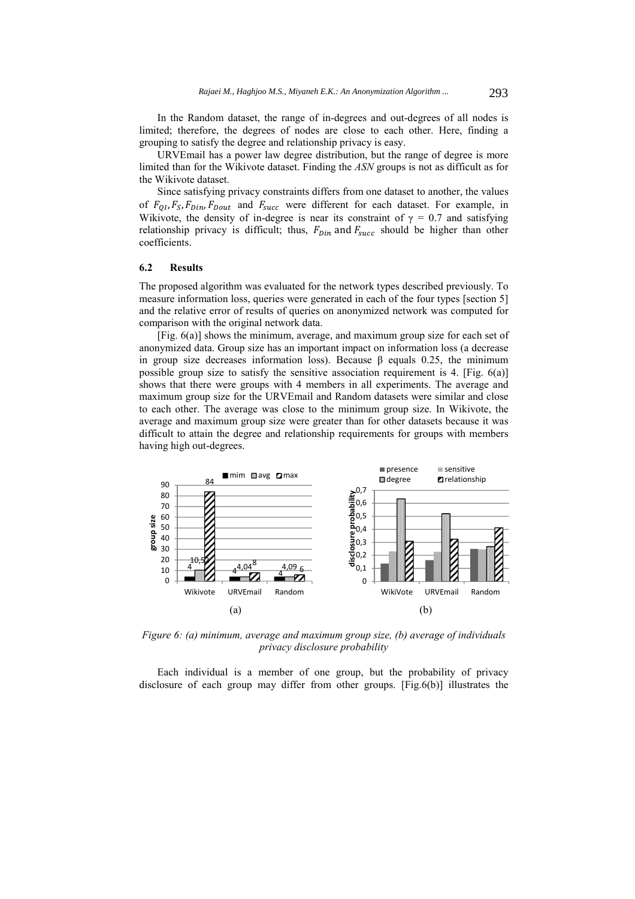In the Random dataset, the range of in-degrees and out-degrees of all nodes is limited; therefore, the degrees of nodes are close to each other. Here, finding a grouping to satisfy the degree and relationship privacy is easy.

URVEmail has a power law degree distribution, but the range of degree is more limited than for the Wikivote dataset. Finding the *ASN* groups is not as difficult as for the Wikivote dataset.

Since satisfying privacy constraints differs from one dataset to another, the values of $F_{QI}, F_S, F_{Din}, F_{Dout}$ and $F_{succ}$ were different for each dataset. For example, in Wikivote, the density of in-degree is near its constraint of $\gamma = 0.7$ and satisfying relationship privacy is difficult; thus, $F_{Din}$ and $F_{succ}$ should be higher than other coefficients.

### 6.2 Results

The proposed algorithm was evaluated for the network types described previously. To measure information loss, queries were generated in each of the four types [section 5] and the relative error of results of queries on anonymized network was computed for comparison with the original network data.

[Fig. 6(a)] shows the minimum, average, and maximum group size for each set of anonymized data. Group size has an important impact on information loss (a decrease in group size decreases information loss). Because β equals 0.25, the minimum possible group size to satisfy the sensitive association requirement is 4. [Fig. 6(a)] shows that there were groups with 4 members in all experiments. The average and maximum group size for the URVEmail and Random datasets were similar and close to each other. The average was close to the minimum group size. In Wikivote, the average and maximum group size were greater than for other datasets because it was difficult to attain the degree and relationship requirements for groups with members having high out-degrees.

*Figure 6: (a) minimum, average and maximum group size, (b) average of individuals privacy disclosure probability*

Each individual is a member of one group, but the probability of privacy disclosure of each group may differ from other groups. [Fig.6(b)] illustrates the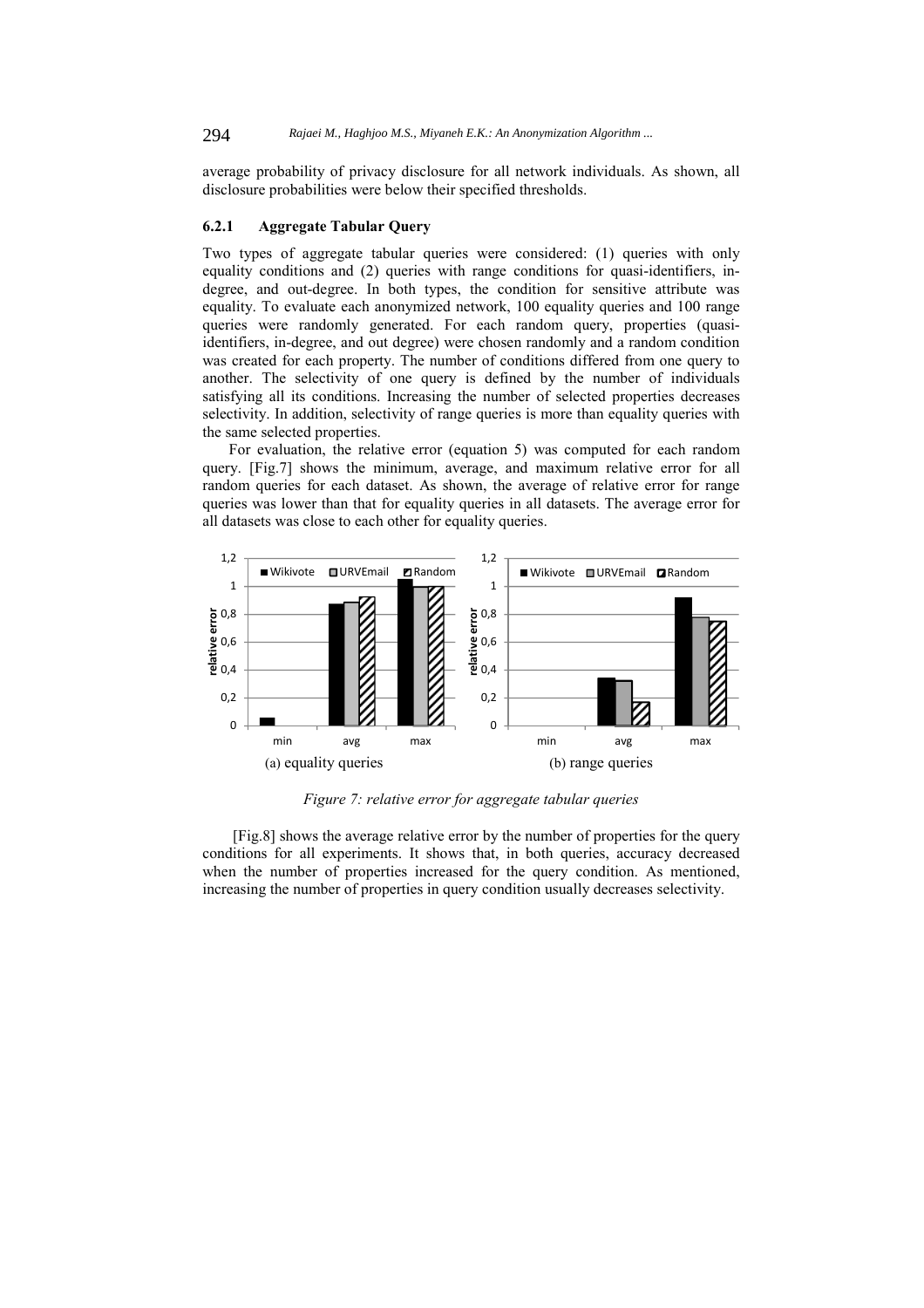average probability of privacy disclosure for all network individuals. As shown, all disclosure probabilities were below their specified thresholds.

#### 6.2.1 Aggregate Tabular Query

Two types of aggregate tabular queries were considered: (1) queries with only equality conditions and (2) queries with range conditions for quasi-identifiers, in-degree, and out-degree. In both types, the condition for sensitive attribute was equality. To evaluate each anonymized network, 100 equality queries and 100 range queries were randomly generated. For each random query, properties (quasi-identifiers, in-degree, and out degree) were chosen randomly and a random condition was created for each property. The number of conditions differed from one query to another. The selectivity of one query is defined by the number of individuals satisfying all its conditions. Increasing the number of selected properties decreases selectivity. In addition, selectivity of range queries is more than equality queries with the same selected properties.

For evaluation, the relative error (equation 5) was computed for each random query. [Fig.7] shows the minimum, average, and maximum relative error for all random queries for each dataset. As shown, the average of relative error for range queries was lower than that for equality queries in all datasets. The average error for all datasets was close to each other for equality queries.

(a) equality queries

(b) range queries

*Figure 7: relative error for aggregate tabular queries*

[Fig.8] shows the average relative error by the number of properties for the query conditions for all experiments. It shows that, in both queries, accuracy decreased when the number of properties increased for the query condition. As mentioned, increasing the number of properties in query condition usually decreases selectivity.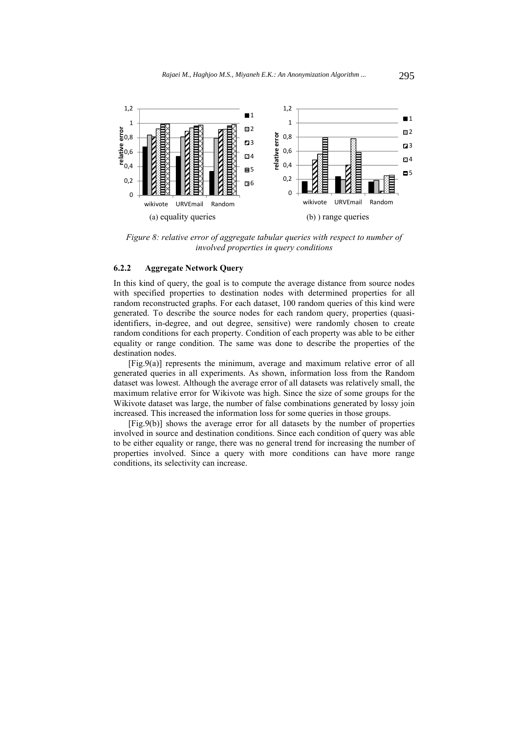Figure 8: *relative error of aggregate tabular queries with respect to number of involved properties in query conditions*

(a) equality queries

(b) ) range queries

#### 6.2.2 Aggregate Network Query

In this kind of query, the goal is to compute the average distance from source nodes with specified properties to destination nodes with determined properties for all random reconstructed graphs. For each dataset, 100 random queries of this kind were generated. To describe the source nodes for each random query, properties (quasi-identifiers, in-degree, and out degree, sensitive) were randomly chosen to create random conditions for each property. Condition of each property was able to be either equality or range condition. The same was done to describe the properties of the destination nodes.

[Fig.9(a)] represents the minimum, average and maximum relative error of all generated queries in all experiments. As shown, information loss from the Random dataset was lowest. Although the average error of all datasets was relatively small, the maximum relative error for Wikivote was high. Since the size of some groups for the Wikivote dataset was large, the number of false combinations generated by lossy join increased. This increased the information loss for some queries in those groups.

[Fig.9(b)] shows the average error for all datasets by the number of properties involved in source and destination conditions. Since each condition of query was able to be either equality or range, there was no general trend for increasing the number of properties involved. Since a query with more conditions can have more range conditions, its selectivity can increase.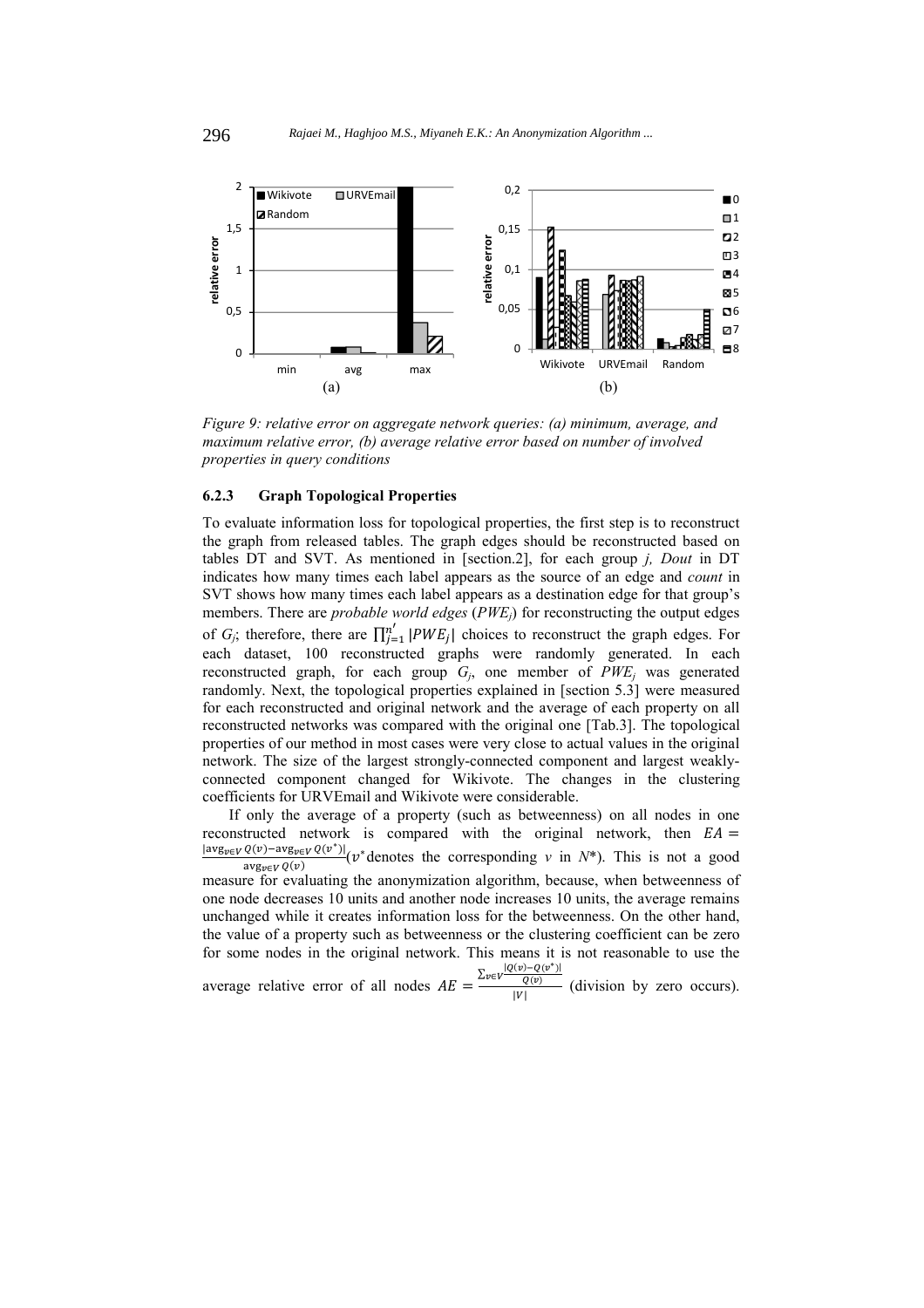*Figure 9: relative error on aggregate network queries: (a) minimum, average, and maximum relative error, (b) average relative error based on number of involved properties in query conditions*

### 6.2.3 Graph Topological Properties

To evaluate information loss for topological properties, the first step is to reconstruct the graph from released tables. The graph edges should be reconstructed based on tables DT and SVT. As mentioned in [section.2], for each group *j, Dout* in DT indicates how many times each label appears as the source of an edge and *count* in SVT shows how many times each label appears as a destination edge for that group's members. There are *probable world edges* ($PWE_j$) for reconstructing the output edges of $G_j$; therefore, there are $\prod_{j=1}^{n'} |PWE_j|$ choices to reconstruct the graph edges. For each dataset, 100 reconstructed graphs were randomly generated. In each reconstructed graph, for each group $G_j$, one member of $PWE_j$ was generated randomly. Next, the topological properties explained in [section 5.3] were measured for each reconstructed and original network and the average of each property on all reconstructed networks was compared with the original one [Tab.3]. The topological properties of our method in most cases were very close to actual values in the original network. The size of the largest strongly-connected component and largest weakly-connected component changed for Wikivote. The changes in the clustering coefficients for URVEmail and Wikivote were considerable.

If only the average of a property (such as betweenness) on all nodes in one reconstructed network is compared with the original network, then $EA = \frac{|\text{avg}_{v \in V} Q(v) - \text{avg}_{v \in V} Q(v^*)|}{\text{avg}_{v \in V} Q(v)}$ ($v^*$ denotes the corresponding *v* in *N*\*). This is not a good measure for evaluating the anonymization algorithm, because, when betweenness of one node decreases 10 units and another node increases 10 units, the average remains unchanged while it creates information loss for the betweenness. On the other hand, the value of a property such as betweenness or the clustering coefficient can be zero for some nodes in the original network. This means it is not reasonable to use the average relative error of all nodes $AE = \frac{\sum_{v \in V} \frac{|Q(v) - Q(v^*)|}{Q(v)}}{|V|}$ (division by zero occurs).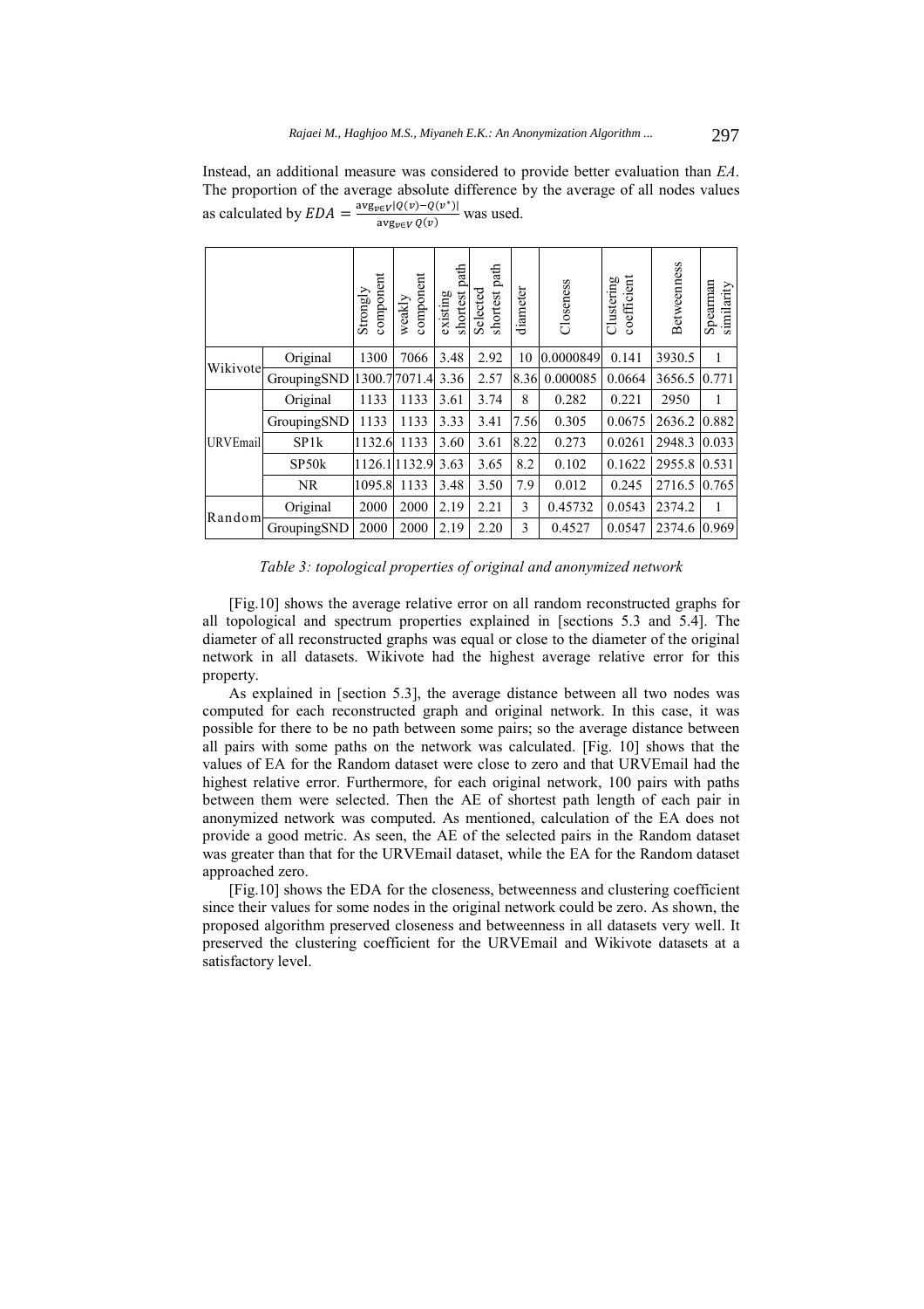Instead, an additional measure was considered to provide better evaluation than *EA*. The proportion of the average absolute difference by the average of all nodes values as calculated by $EDA = \frac{\text{avg}_{v \in V}|Q(v)-Q(v^*)|}{\text{avg}_{v \in V} Q(v)}$ was used.

| | | Strongly component | weakly component | existing shortest path | Selected shortest path | diameter | Closeness | Clustering coefficient | Betweenness | Spearman similarity |
|---|---|---|---|---|---|---|---|---|---|---|
| Wikivote | Original | 1300 | 7066 | 3.48 | 2.92 | 10 | 0.0000849 | 0.141 | 3930.5 | 1 |
| | GroupingSND | 1300.7 | 7071.4 | 3.36 | 2.57 | 8.36 | 0.000085 | 0.0664 | 3656.5 | 0.771 |
| URVEmail | Original | 1133 | 1133 | 3.61 | 3.74 | 8 | 0.282 | 0.221 | 2950 | 1 |
| | GroupingSND | 1133 | 1133 | 3.33 | 3.41 | 7.56 | 0.305 | 0.0675 | 2636.2 | 0.882 |
| | SP1k | 1132.6 | 1133 | 3.60 | 3.61 | 8.22 | 0.273 | 0.0261 | 2948.3 | 0.033 |
| | SP50k | 1126.1 | 1132.9 | 3.63 | 3.65 | 8.2 | 0.102 | 0.1622 | 2955.8 | 0.531 |
| | NR | 1095.8 | 1133 | 3.48 | 3.50 | 7.9 | 0.012 | 0.245 | 2716.5 | 0.765 |
| Random | Original | 2000 | 2000 | 2.19 | 2.21 | 3 | 0.45732 | 0.0543 | 2374.2 | 1 |
| | GroupingSND | 2000 | 2000 | 2.19 | 2.20 | 3 | 0.4527 | 0.0547 | 2374.6 | 0.969 |

*Table 3: topological properties of original and anonymized network*

[Fig.10] shows the average relative error on all random reconstructed graphs for all topological and spectrum properties explained in [sections 5.3 and 5.4]. The diameter of all reconstructed graphs was equal or close to the diameter of the original network in all datasets. Wikivote had the highest average relative error for this property.

As explained in [section 5.3], the average distance between all two nodes was computed for each reconstructed graph and original network. In this case, it was possible for there to be no path between some pairs; so the average distance between all pairs with some paths on the network was calculated. [Fig. 10] shows that the values of EA for the Random dataset were close to zero and that URVEmail had the highest relative error. Furthermore, for each original network, 100 pairs with paths between them were selected. Then the AE of shortest path length of each pair in anonymized network was computed. As mentioned, calculation of the EA does not provide a good metric. As seen, the AE of the selected pairs in the Random dataset was greater than that for the URVEmail dataset, while the EA for the Random dataset approached zero.

[Fig.10] shows the EDA for the closeness, betweenness and clustering coefficient since their values for some nodes in the original network could be zero. As shown, the proposed algorithm preserved closeness and betweenness in all datasets very well. It preserved the clustering coefficient for the URVEmail and Wikivote datasets at a satisfactory level.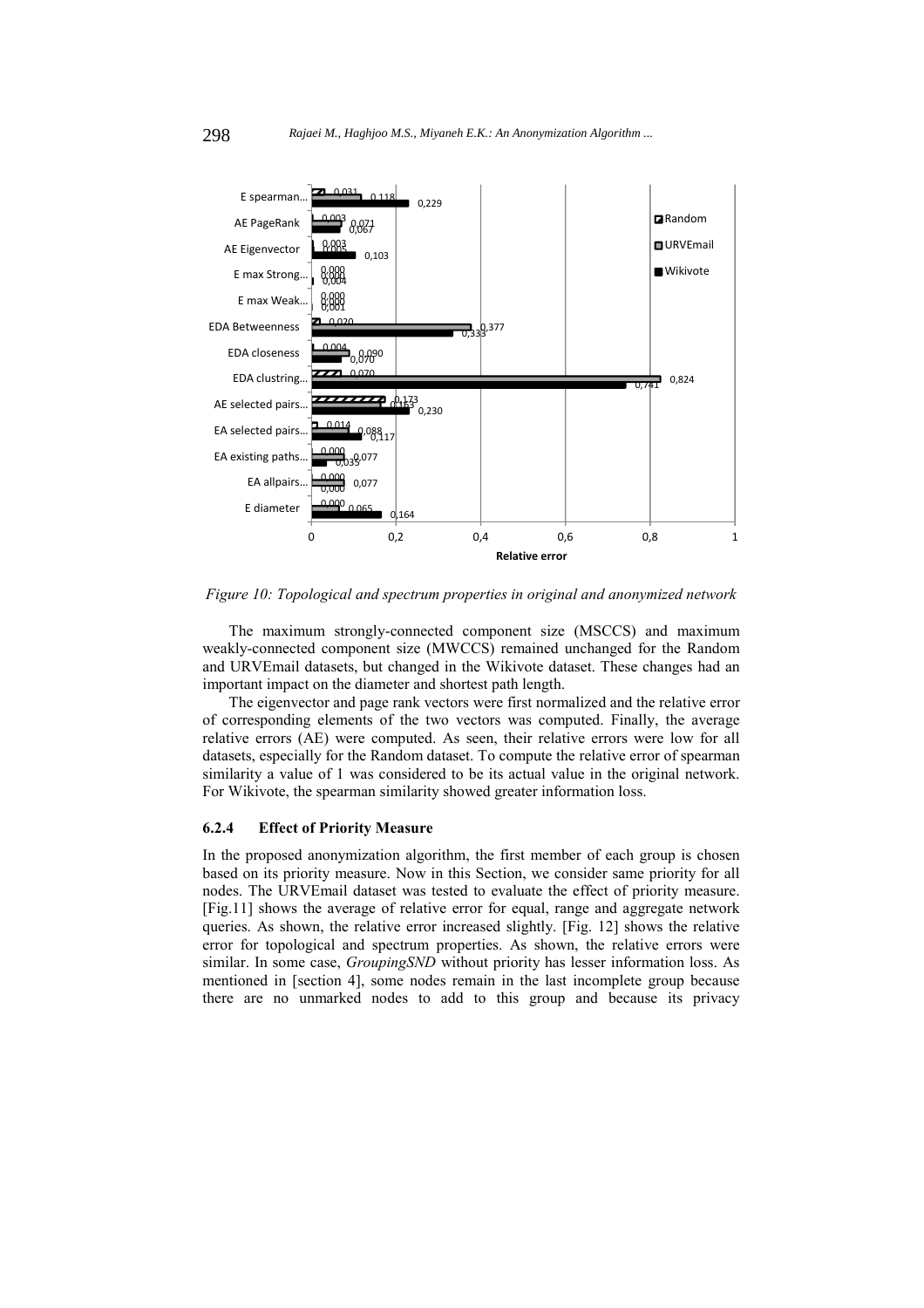*Figure 10: Topological and spectrum properties in original and anonymized network*

The maximum strongly-connected component size (MSCCS) and maximum weakly-connected component size (MWCCS) remained unchanged for the Random and URVEmail datasets, but changed in the Wikivote dataset. These changes had an important impact on the diameter and shortest path length.

The eigenvector and page rank vectors were first normalized and the relative error of corresponding elements of the two vectors was computed. Finally, the average relative errors (AE) were computed. As seen, their relative errors were low for all datasets, especially for the Random dataset. To compute the relative error of spearman similarity a value of 1 was considered to be its actual value in the original network. For Wikivote, the spearman similarity showed greater information loss.

#### 6.2.4 Effect of Priority Measure

In the proposed anonymization algorithm, the first member of each group is chosen based on its priority measure. Now in this Section, we consider same priority for all nodes. The URVEmail dataset was tested to evaluate the effect of priority measure. [Fig.11] shows the average of relative error for equal, range and aggregate network queries. As shown, the relative error increased slightly. [Fig. 12] shows the relative error for topological and spectrum properties. As shown, the relative errors were similar. In some case, *GroupingSND* without priority has lesser information loss. As mentioned in [section 4], some nodes remain in the last incomplete group because there are no unmarked nodes to add to this group and because its privacy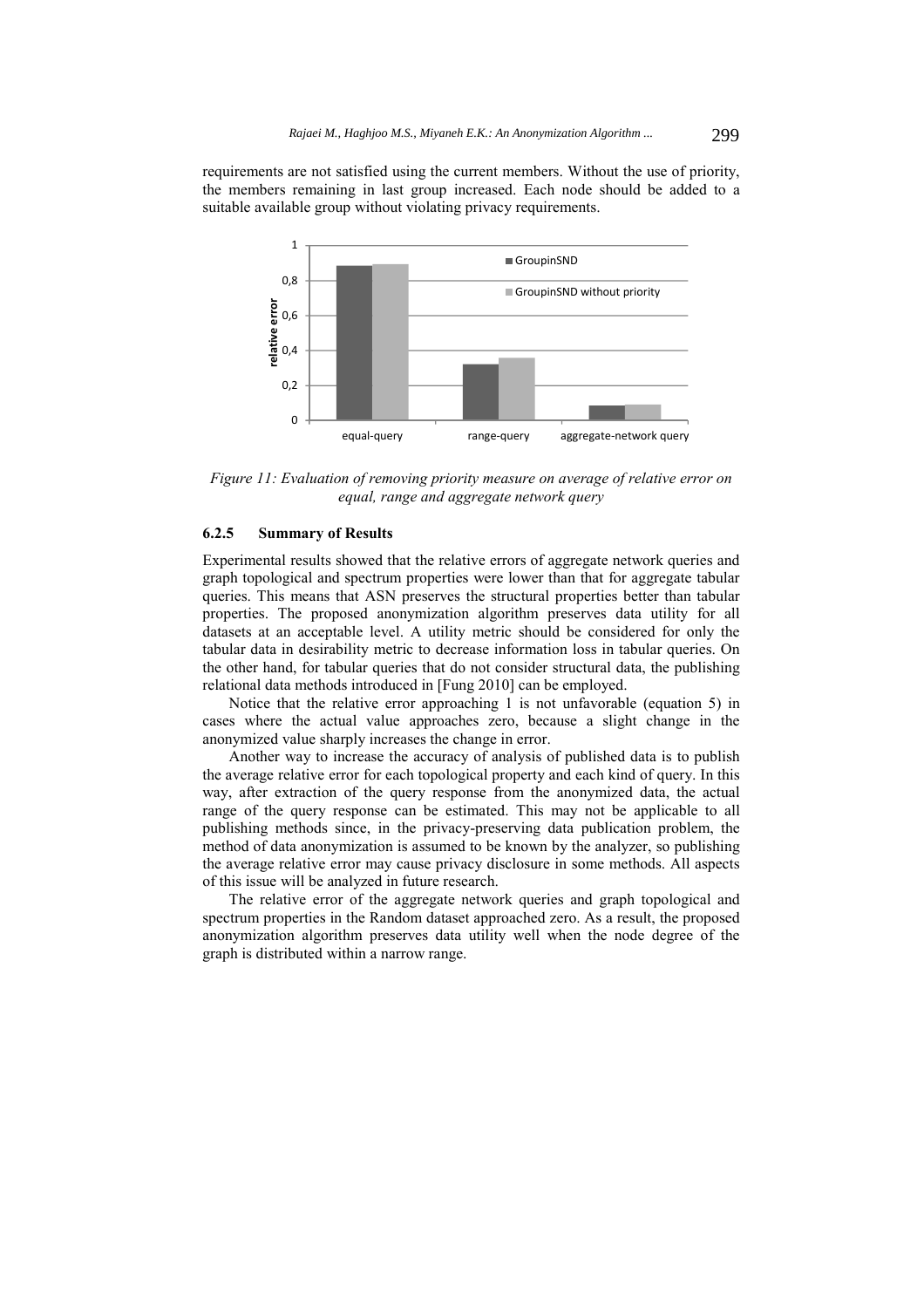requirements are not satisfied using the current members. Without the use of priority, the members remaining in last group increased. Each node should be added to a suitable available group without violating privacy requirements.

*Figure 11: Evaluation of removing priority measure on average of relative error on equal, range and aggregate network query*

#### 6.2.5 Summary of Results

Experimental results showed that the relative errors of aggregate network queries and graph topological and spectrum properties were lower than that for aggregate tabular queries. This means that ASN preserves the structural properties better than tabular properties. The proposed anonymization algorithm preserves data utility for all datasets at an acceptable level. A utility metric should be considered for only the tabular data in desirability metric to decrease information loss in tabular queries. On the other hand, for tabular queries that do not consider structural data, the publishing relational data methods introduced in [Fung 2010] can be employed.

Notice that the relative error approaching 1 is not unfavorable (equation 5) in cases where the actual value approaches zero, because a slight change in the anonymized value sharply increases the change in error.

Another way to increase the accuracy of analysis of published data is to publish the average relative error for each topological property and each kind of query. In this way, after extraction of the query response from the anonymized data, the actual range of the query response can be estimated. This may not be applicable to all publishing methods since, in the privacy-preserving data publication problem, the method of data anonymization is assumed to be known by the analyzer, so publishing the average relative error may cause privacy disclosure in some methods. All aspects of this issue will be analyzed in future research.

The relative error of the aggregate network queries and graph topological and spectrum properties in the Random dataset approached zero. As a result, the proposed anonymization algorithm preserves data utility well when the node degree of the graph is distributed within a narrow range.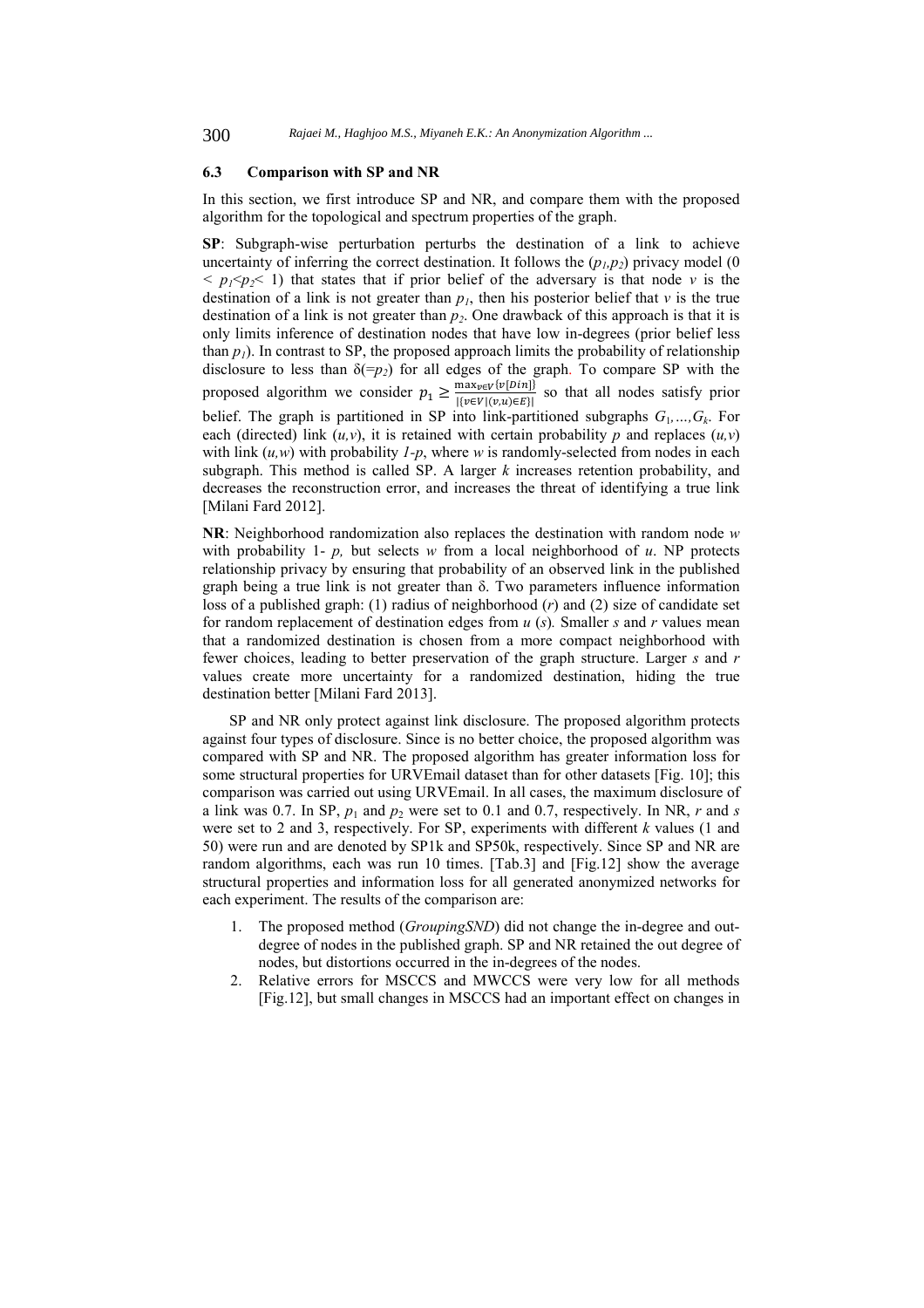### 6.3 Comparison with SP and NR

In this section, we first introduce SP and NR, and compare them with the proposed algorithm for the topological and spectrum properties of the graph.

**SP**: Subgraph-wise perturbation perturbs the destination of a link to achieve uncertainty of inferring the correct destination. It follows the ($p_1$,$p_2$) privacy model ($0 < p_1 < p_2 < 1$) that states that if prior belief of the adversary is that node $v$ is the destination of a link is not greater than $p_1$, then his posterior belief that $v$ is the true destination of a link is not greater than $p_2$. One drawback of this approach is that it is only limits inference of destination nodes that have low in-degrees (prior belief less than $p_1$). In contrast to SP, the proposed approach limits the probability of relationship disclosure to less than $\delta(=p_2)$ for all edges of the graph. To compare SP with the proposed algorithm we consider $p_1 \geq \frac{\max_{v \in V}\{v[Din]\}}{|\{v \in V | (v,u) \in E\}|}$ so that all nodes satisfy prior belief. The graph is partitioned in SP into link-partitioned subgraphs $G_1,\ldots,G_k$. For each (directed) link $(u,v)$, it is retained with certain probability $p$ and replaces $(u,v)$ with link $(u,w)$ with probability $1-p$, where $w$ is randomly-selected from nodes in each subgraph. This method is called SP. A larger $k$ increases retention probability, and decreases the reconstruction error, and increases the threat of identifying a true link [Milani Fard 2012].

**NR**: Neighborhood randomization also replaces the destination with random node $w$ with probability 1- $p$, but selects $w$ from a local neighborhood of $u$. NP protects relationship privacy by ensuring that probability of an observed link in the published graph being a true link is not greater than δ. Two parameters influence information loss of a published graph: (1) radius of neighborhood ($r$) and (2) size of candidate set for random replacement of destination edges from $u$ ($s$). Smaller $s$ and $r$ values mean that a randomized destination is chosen from a more compact neighborhood with fewer choices, leading to better preservation of the graph structure. Larger $s$ and $r$ values create more uncertainty for a randomized destination, hiding the true destination better [Milani Fard 2013].

SP and NR only protect against link disclosure. The proposed algorithm protects against four types of disclosure. Since is no better choice, the proposed algorithm was compared with SP and NR. The proposed algorithm has greater information loss for some structural properties for URVEmail dataset than for other datasets [Fig. 10]; this comparison was carried out using URVEmail. In all cases, the maximum disclosure of a link was 0.7. In SP, $p_1$ and $p_2$ were set to 0.1 and 0.7, respectively. In NR, $r$ and $s$ were set to 2 and 3, respectively. For SP, experiments with different $k$ values (1 and 50) were run and are denoted by SP1k and SP50k, respectively. Since SP and NR are random algorithms, each was run 10 times. [Tab.3] and [Fig.12] show the average structural properties and information loss for all generated anonymized networks for each experiment. The results of the comparison are:

1. The proposed method (*GroupingSND*) did not change the in-degree and out-degree of nodes in the published graph. SP and NR retained the out degree of nodes, but distortions occurred in the in-degrees of the nodes.
2. Relative errors for MSCCS and MWCCS were very low for all methods [Fig.12], but small changes in MSCCS had an important effect on changes in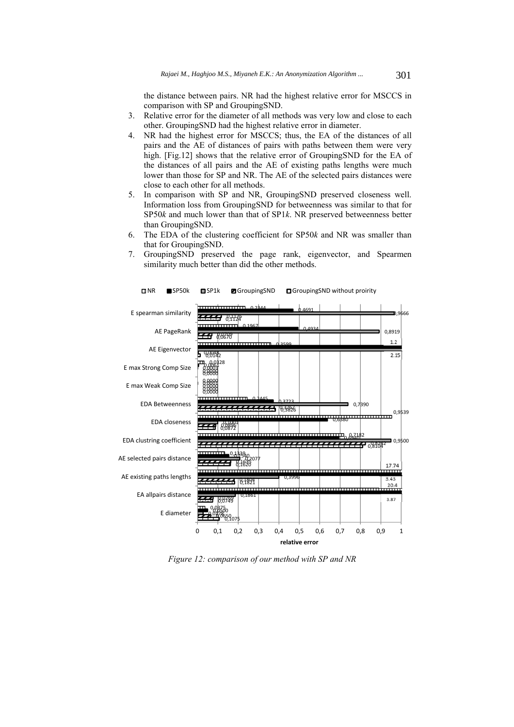the distance between pairs. NR had the highest relative error for MSCCS in comparison with SP and GroupingSND.

3. Relative error for the diameter of all methods was very low and close to each other. GroupingSND had the highest relative error in diameter.
4. NR had the highest error for MSCCS; thus, the EA of the distances of all pairs and the AE of distances of pairs with paths between them were very high. [Fig.12] shows that the relative error of GroupingSND for the EA of the distances of all pairs and the AE of existing paths lengths were much lower than those for SP and NR. The AE of the selected pairs distances were close to each other for all methods.
5. In comparison with SP and NR, GroupingSND preserved closeness well. Information loss from GroupingSND for betweenness was similar to that for SP50*k* and much lower than that of SP1*k*. NR preserved betweenness better than GroupingSND.
6. The EDA of the clustering coefficient for SP50*k* and NR was smaller than that for GroupingSND.
7. GroupingSND preserved the page rank, eigenvector, and Spearmen similarity much better than did the other methods.

*Figure 12: comparison of our method with SP and NR*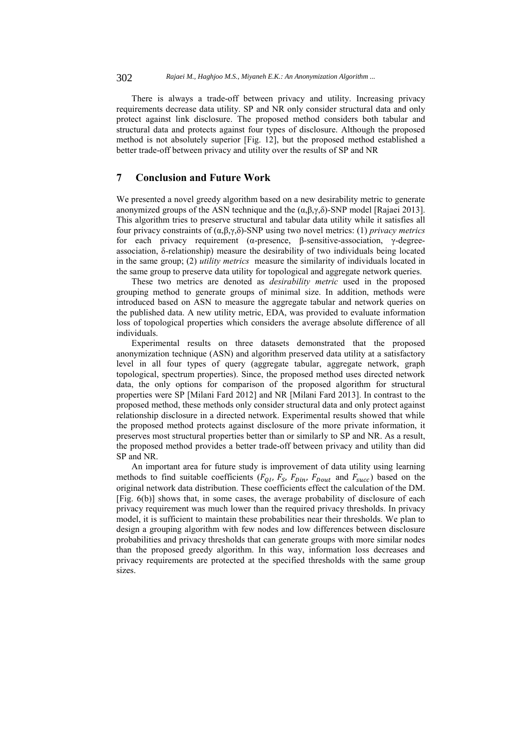There is always a trade-off between privacy and utility. Increasing privacy requirements decrease data utility. SP and NR only consider structural data and only protect against link disclosure. The proposed method considers both tabular and structural data and protects against four types of disclosure. Although the proposed method is not absolutely superior [Fig. 12], but the proposed method established a better trade-off between privacy and utility over the results of SP and NR

## 7 Conclusion and Future Work

We presented a novel greedy algorithm based on a new desirability metric to generate anonymized groups of the ASN technique and the (α,β,γ,δ)-SNP model [Rajaei 2013]. This algorithm tries to preserve structural and tabular data utility while it satisfies all four privacy constraints of (α,β,γ,δ)-SNP using two novel metrics: (1) *privacy metrics* for each privacy requirement (α-presence, β-sensitive-association, γ-degree-association, δ-relationship) measure the desirability of two individuals being located in the same group; (2) *utility metrics* measure the similarity of individuals located in the same group to preserve data utility for topological and aggregate network queries.

These two metrics are denoted as *desirability metric* used in the proposed grouping method to generate groups of minimal size. In addition, methods were introduced based on ASN to measure the aggregate tabular and network queries on the published data. A new utility metric, EDA, was provided to evaluate information loss of topological properties which considers the average absolute difference of all individuals.

Experimental results on three datasets demonstrated that the proposed anonymization technique (ASN) and algorithm preserved data utility at a satisfactory level in all four types of query (aggregate tabular, aggregate network, graph topological, spectrum properties). Since, the proposed method uses directed network data, the only options for comparison of the proposed algorithm for structural properties were SP [Milani Fard 2012] and NR [Milani Fard 2013]. In contrast to the proposed method, these methods only consider structural data and only protect against relationship disclosure in a directed network. Experimental results showed that while the proposed method protects against disclosure of the more private information, it preserves most structural properties better than or similarly to SP and NR. As a result, the proposed method provides a better trade-off between privacy and utility than did SP and NR.

An important area for future study is improvement of data utility using learning methods to find suitable coefficients ($F_{QI}$, $F_S$, $F_{Din}$, $F_{Dout}$ and $F_{succ}$) based on the original network data distribution. These coefficients effect the calculation of the DM. [Fig. 6(b)] shows that, in some cases, the average probability of disclosure of each privacy requirement was much lower than the required privacy thresholds. In privacy model, it is sufficient to maintain these probabilities near their thresholds. We plan to design a grouping algorithm with few nodes and low differences between disclosure probabilities and privacy thresholds that can generate groups with more similar nodes than the proposed greedy algorithm. In this way, information loss decreases and privacy requirements are protected at the specified thresholds with the same group sizes.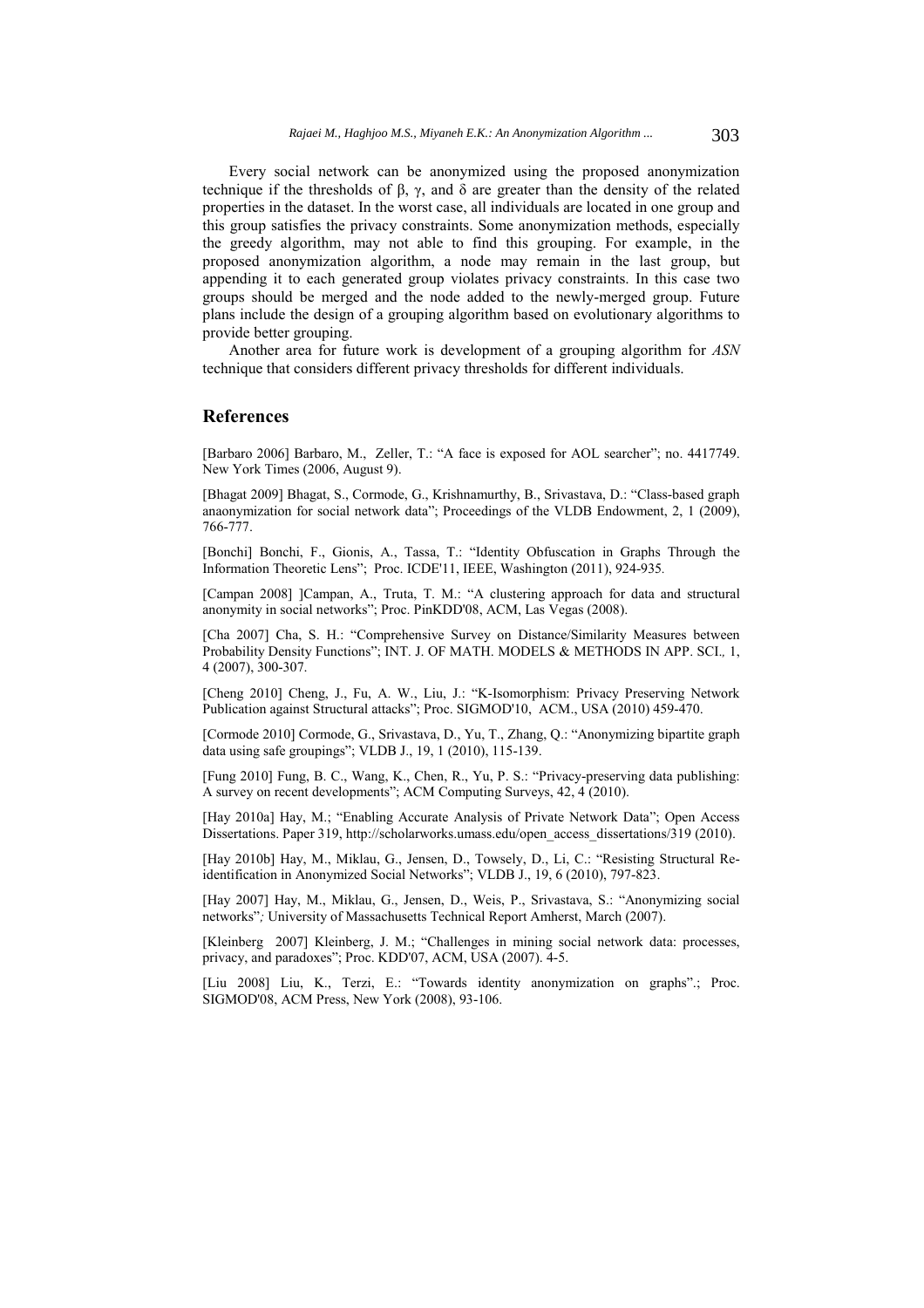Every social network can be anonymized using the proposed anonymization technique if the thresholds of $\beta$, $\gamma$, and $\delta$ are greater than the density of the related properties in the dataset. In the worst case, all individuals are located in one group and this group satisfies the privacy constraints. Some anonymization methods, especially the greedy algorithm, may not able to find this grouping. For example, in the proposed anonymization algorithm, a node may remain in the last group, but appending it to each generated group violates privacy constraints. In this case two groups should be merged and the node added to the newly-merged group. Future plans include the design of a grouping algorithm based on evolutionary algorithms to provide better grouping.

Another area for future work is development of a grouping algorithm for *ASN* technique that considers different privacy thresholds for different individuals.

## References

[Barbaro 2006] Barbaro, M., Zeller, T.: "A face is exposed for AOL searcher"; no. 4417749. New York Times (2006, August 9).

[Bhagat 2009] Bhagat, S., Cormode, G., Krishnamurthy, B., Srivastava, D.: "Class-based graph anaonymization for social network data"; Proceedings of the VLDB Endowment, 2, 1 (2009), 766-777.

[Bonchi] Bonchi, F., Gionis, A., Tassa, T.: "Identity Obfuscation in Graphs Through the Information Theoretic Lens"; Proc. ICDE'11, IEEE, Washington (2011), 924-935.

[Campan 2008] ]Campan, A., Truta, T. M.: "A clustering approach for data and structural anonymity in social networks"; Proc. PinKDD'08, ACM, Las Vegas (2008).

[Cha 2007] Cha, S. H.: "Comprehensive Survey on Distance/Similarity Measures between Probability Density Functions"; INT. J. OF MATH. MODELS & METHODS IN APP. SCI., 1, 4 (2007), 300-307.

[Cheng 2010] Cheng, J., Fu, A. W., Liu, J.: "K-Isomorphism: Privacy Preserving Network Publication against Structural attacks"; Proc. SIGMOD'10, ACM., USA (2010) 459-470.

[Cormode 2010] Cormode, G., Srivastava, D., Yu, T., Zhang, Q.: "Anonymizing bipartite graph data using safe groupings"; VLDB J., 19, 1 (2010), 115-139.

[Fung 2010] Fung, B. C., Wang, K., Chen, R., Yu, P. S.: "Privacy-preserving data publishing: A survey on recent developments"; ACM Computing Surveys, 42, 4 (2010).

[Hay 2010a] Hay, M.; "Enabling Accurate Analysis of Private Network Data"; Open Access Dissertations. Paper 319, http://scholarworks.umass.edu/open_access_dissertations/319 (2010).

[Hay 2010b] Hay, M., Miklau, G., Jensen, D., Towsely, D., Li, C.: "Resisting Structural Re-identification in Anonymized Social Networks"; VLDB J., 19, 6 (2010), 797-823.

[Hay 2007] Hay, M., Miklau, G., Jensen, D., Weis, P., Srivastava, S.: "Anonymizing social networks"; University of Massachusetts Technical Report Amherst, March (2007).

[Kleinberg 2007] Kleinberg, J. M.; "Challenges in mining social network data: processes, privacy, and paradoxes"; Proc. KDD'07, ACM, USA (2007). 4-5.

[Liu 2008] Liu, K., Terzi, E.: "Towards identity anonymization on graphs".; Proc. SIGMOD'08, ACM Press, New York (2008), 93-106.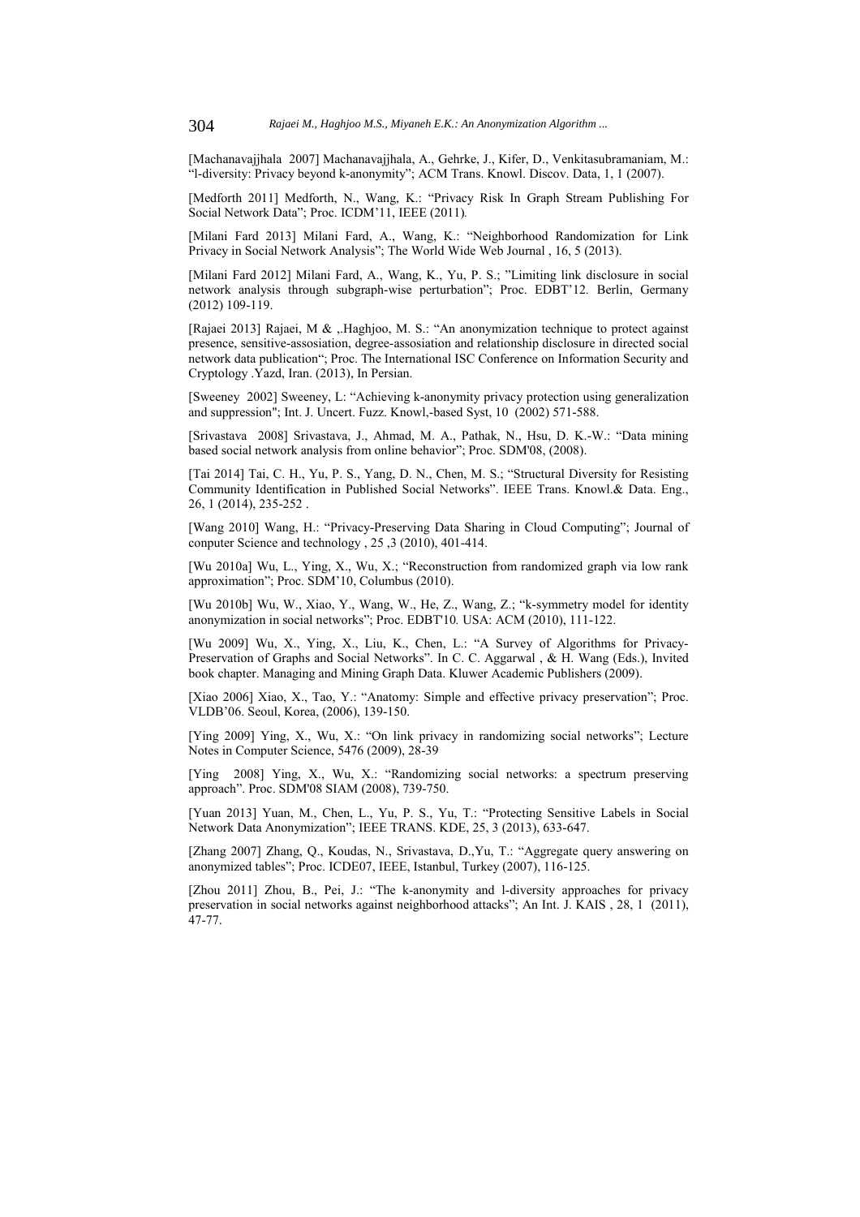[Machanavajjhala 2007] Machanavajjhala, A., Gehrke, J., Kifer, D., Venkitasubramaniam, M.: "l-diversity: Privacy beyond k-anonymity"; ACM Trans. Knowl. Discov. Data, 1, 1 (2007).

[Medforth 2011] Medforth, N., Wang, K.: "Privacy Risk In Graph Stream Publishing For Social Network Data"; Proc. ICDM'11, IEEE (2011).

[Milani Fard 2013] Milani Fard, A., Wang, K.: "Neighborhood Randomization for Link Privacy in Social Network Analysis"; The World Wide Web Journal , 16, 5 (2013).

[Milani Fard 2012] Milani Fard, A., Wang, K., Yu, P. S.; "Limiting link disclosure in social network analysis through subgraph-wise perturbation"; Proc. EDBT'12. Berlin, Germany (2012) 109-119.

[Rajaei 2013] Rajaei, M & ,.Haghjoo, M. S.: "An anonymization technique to protect against presence, sensitive-assosiation, degree-assosiation and relationship disclosure in directed social network data publication"; Proc. The International ISC Conference on Information Security and Cryptology .Yazd, Iran. (2013), In Persian.

[Sweeney 2002] Sweeney, L: "Achieving k-anonymity privacy protection using generalization and suppression"; Int. J. Uncert. Fuzz. Knowl,-based Syst, 10 (2002) 571-588.

[Srivastava 2008] Srivastava, J., Ahmad, M. A., Pathak, N., Hsu, D. K.-W.: "Data mining based social network analysis from online behavior"; Proc. SDM'08, (2008).

[Tai 2014] Tai, C. H., Yu, P. S., Yang, D. N., Chen, M. S.; "Structural Diversity for Resisting Community Identification in Published Social Networks". IEEE Trans. Knowl.& Data. Eng., 26, 1 (2014), 235-252 .

[Wang 2010] Wang, H.: "Privacy-Preserving Data Sharing in Cloud Computing"; Journal of conputer Science and technology , 25 ,3 (2010), 401-414.

[Wu 2010a] Wu, L., Ying, X., Wu, X.; "Reconstruction from randomized graph via low rank approximation"; Proc. SDM'10, Columbus (2010).

[Wu 2010b] Wu, W., Xiao, Y., Wang, W., He, Z., Wang, Z.; "k-symmetry model for identity anonymization in social networks"; Proc. EDBT'10. USA: ACM (2010), 111-122.

[Wu 2009] Wu, X., Ying, X., Liu, K., Chen, L.: "A Survey of Algorithms for Privacy-Preservation of Graphs and Social Networks". In C. C. Aggarwal , & H. Wang (Eds.), Invited book chapter. Managing and Mining Graph Data. Kluwer Academic Publishers (2009).

[Xiao 2006] Xiao, X., Tao, Y.: "Anatomy: Simple and effective privacy preservation"; Proc. VLDB'06. Seoul, Korea, (2006), 139-150.

[Ying 2009] Ying, X., Wu, X.: "On link privacy in randomizing social networks"; Lecture Notes in Computer Science, 5476 (2009), 28-39

[Ying 2008] Ying, X., Wu, X.: "Randomizing social networks: a spectrum preserving approach". Proc. SDM'08 SIAM (2008), 739-750.

[Yuan 2013] Yuan, M., Chen, L., Yu, P. S., Yu, T.: "Protecting Sensitive Labels in Social Network Data Anonymization"; IEEE TRANS. KDE, 25, 3 (2013), 633-647.

[Zhang 2007] Zhang, Q., Koudas, N., Srivastava, D.,Yu, T.: "Aggregate query answering on anonymized tables"; Proc. ICDE07, IEEE, Istanbul, Turkey (2007), 116-125.

[Zhou 2011] Zhou, B., Pei, J.: "The k-anonymity and l-diversity approaches for privacy preservation in social networks against neighborhood attacks"; An Int. J. KAIS , 28, 1 (2011), 47-77.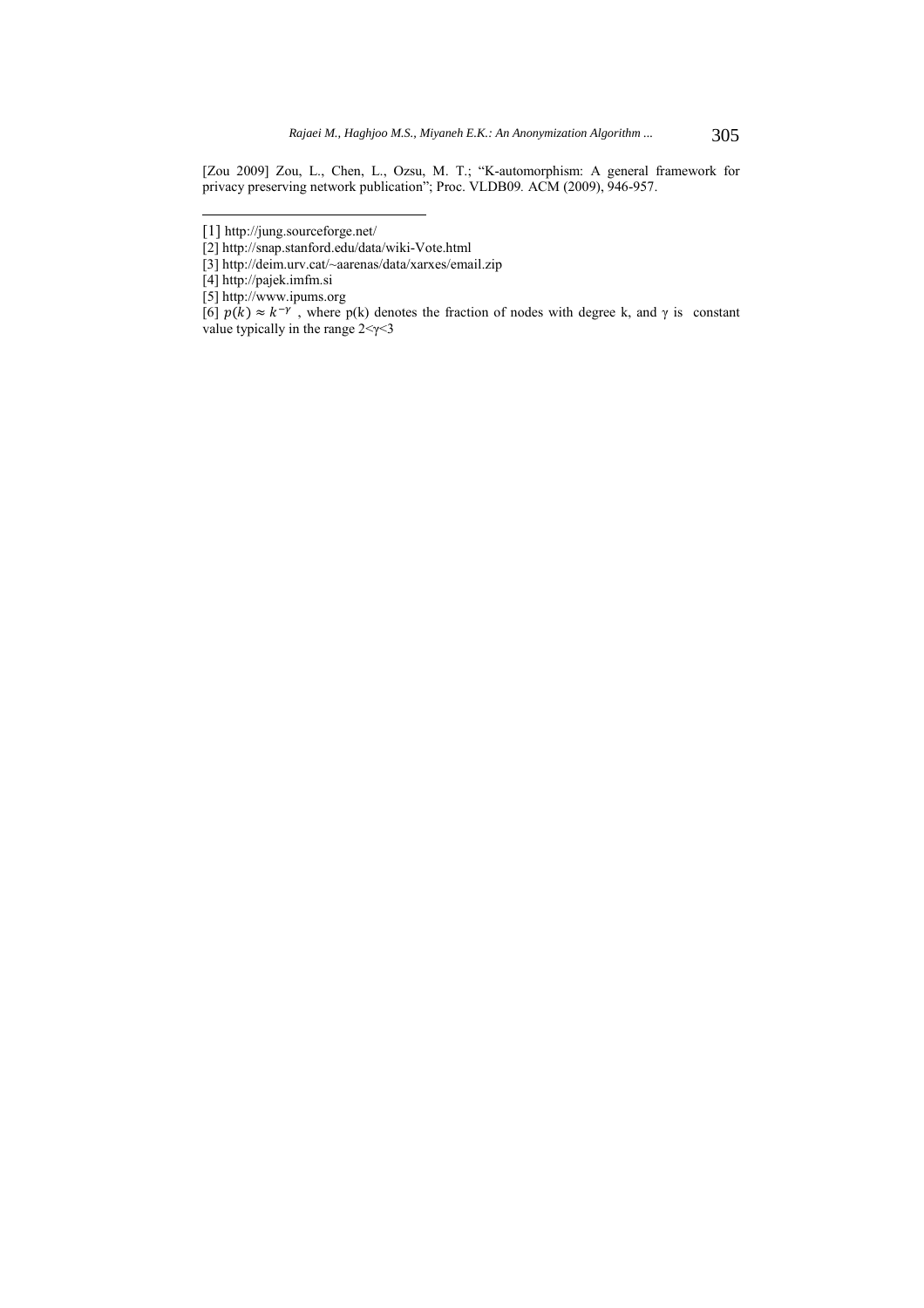[Zou 2009] Zou, L., Chen, L., Ozsu, M. T.; "K-automorphism: A general framework for privacy preserving network publication"; Proc. VLDB09*.* ACM (2009), 946-957.

---

[1] http://jung.sourceforge.net/

[2] http://snap.stanford.edu/data/wiki-Vote.html

[3] http://deim.urv.cat/~aarenas/data/xarxes/email.zip

[4] http://pajek.imfm.si

[5] http://www.ipums.org

[6] $p(k) \approx k^{-\gamma}$ , where p(k) denotes the fraction of nodes with degree k, and $\gamma$ is constant value typically in the range $2<\gamma<3$